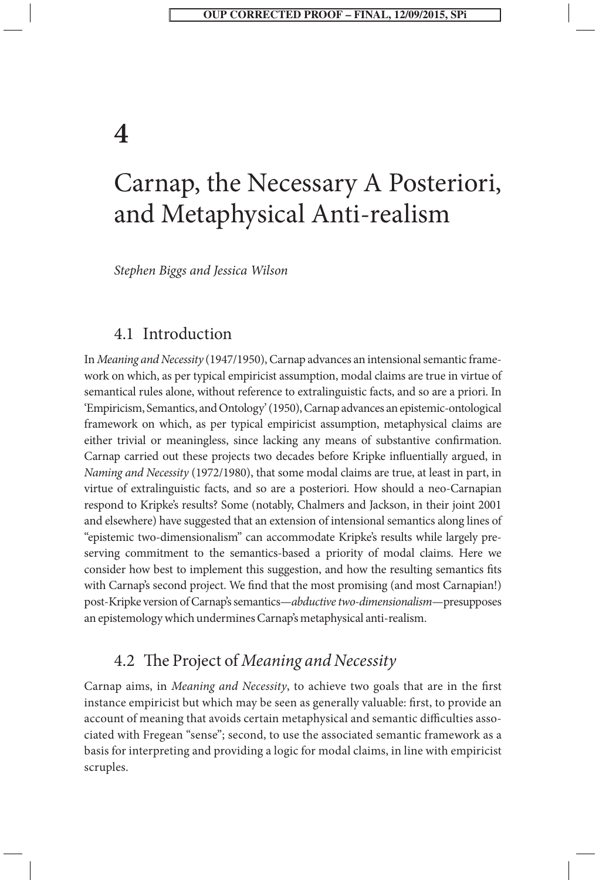# 4

# Carnap, the Necessary A Posteriori, and Metaphysical Anti-realism

*Stephen Biggs and Jessica Wilson*

## 4.1 Introduction

In *Meaning and Necessity* (1947/1950), Carnap advances an intensional semantic framework on which, as per typical empiricist assumption, modal claims are true in virtue of semantical rules alone, without reference to extralinguistic facts, and so are a priori. In 'Empiricism, Semantics, and Ontology' (1950), Carnap advances an epistemic-ontological framework on which, as per typical empiricist assumption, metaphysical claims are either trivial or meaningless, since lacking any means of substantive confirmation. Carnap carried out these projects two decades before Kripke influentially argued, in *Naming and Necessity* (1972/1980), that some modal claims are true, at least in part, in virtue of extralinguistic facts, and so are a posteriori. How should a neo-Carnapian respond to Kripke's results? Some (notably, Chalmers and Jackson, in their joint 2001 and elsewhere) have suggested that an extension of intensional semantics along lines of "epistemic two-dimensionalism" can accommodate Kripke's results while largely preserving commitment to the semantics-based a priority of modal claims. Here we consider how best to implement this suggestion, and how the resulting semantics fits with Carnap's second project. We find that the most promising (and most Carnapian!) post-Kripke version of Carnap's semantics—*abductive two-dimensionalism*—presupposes an epistemology which undermines Carnap's metaphysical anti-realism.

## 4.2 The Project of *Meaning and Necessity*

Carnap aims, in *Meaning and Necessity*, to achieve two goals that are in the first instance empiricist but which may be seen as generally valuable: first, to provide an account of meaning that avoids certain metaphysical and semantic difficulties associated with Fregean "sense"; second, to use the associated semantic framework as a basis for interpreting and providing a logic for modal claims, in line with empiricist scruples.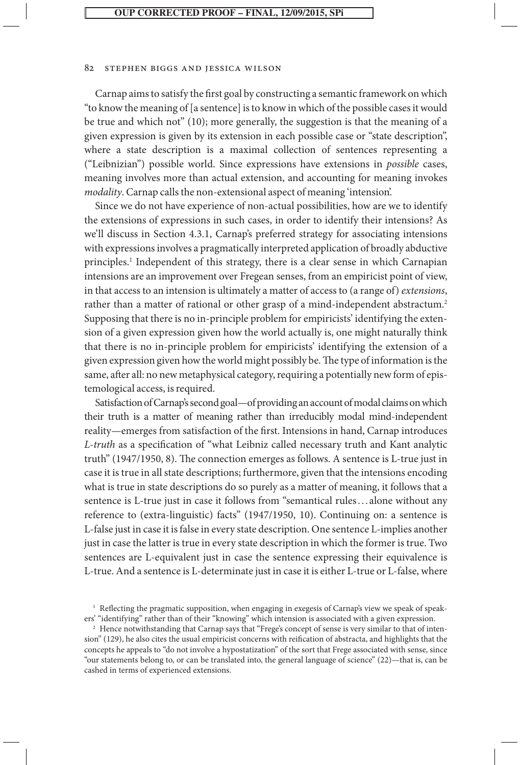Carnap aims to satisfy the first goal by constructing a semantic framework on which "to know the meaning of [a sentence] is to know in which of the possible cases it would be true and which not" (10); more generally, the suggestion is that the meaning of a given expression is given by its extension in each possible case or "state description", where a state description is a maximal collection of sentences representing a ("Leibnizian") possible world. Since expressions have extensions in *possible* cases, meaning involves more than actual extension, and accounting for meaning invokes *modality*. Carnap calls the non-extensional aspect of meaning 'intension'.

Since we do not have experience of non-actual possibilities, how are we to identify the extensions of expressions in such cases, in order to identify their intensions? As we'll discuss in Section 4.3.1, Carnap's preferred strategy for associating intensions with expressions involves a pragmatically interpreted application of broadly abductive principles.[1] Independent of this strategy, there is a clear sense in which Carnapian intensions are an improvement over Fregean senses, from an empiricist point of view, in that access to an intension is ultimately a matter of access to (a range of) *extensions*, rather than a matter of rational or other grasp of a mind-independent abstractum.[2] Supposing that there is no in-principle problem for empiricists' identifying the extension of a given expression given how the world actually is, one might naturally think that there is no in-principle problem for empiricists' identifying the extension of a given expression given how the world might possibly be. The type of information is the same, after all: no new metaphysical category, requiring a potentially new form of epistemological access, is required.

Satisfaction of Carnap's second goal—of providing an account of modal claims on which their truth is a matter of meaning rather than irreducibly modal mind-independent reality—emerges from satisfaction of the first. Intensions in hand, Carnap introduces *L-truth* as a specification of "what Leibniz called necessary truth and Kant analytic truth" (1947/1950, 8). The connection emerges as follows. A sentence is L-true just in case it is true in all state descriptions; furthermore, given that the intensions encoding what is true in state descriptions do so purely as a matter of meaning, it follows that a sentence is L-true just in case it follows from "semantical rules…alone without any reference to (extra-linguistic) facts" (1947/1950, 10). Continuing on: a sentence is L-false just in case it is false in every state description. One sentence L-implies another just in case the latter is true in every state description in which the former is true. Two sentences are L-equivalent just in case the sentence expressing their equivalence is L-true. And a sentence is L-determinate just in case it is either L-true or L-false, where

---

[1] Reflecting the pragmatic supposition, when engaging in exegesis of Carnap's view we speak of speakers' "identifying" rather than of their "knowing" which intension is associated with a given expression.

[2] Hence notwithstanding that Carnap says that "Frege's concept of sense is very similar to that of intension" (129), he also cites the usual empiricist concerns with reification of abstracta, and highlights that the concepts he appeals to "do not involve a hypostatization" of the sort that Frege associated with sense, since "our statements belong to, or can be translated into, the general language of science" (22)—that is, can be cashed in terms of experienced extensions.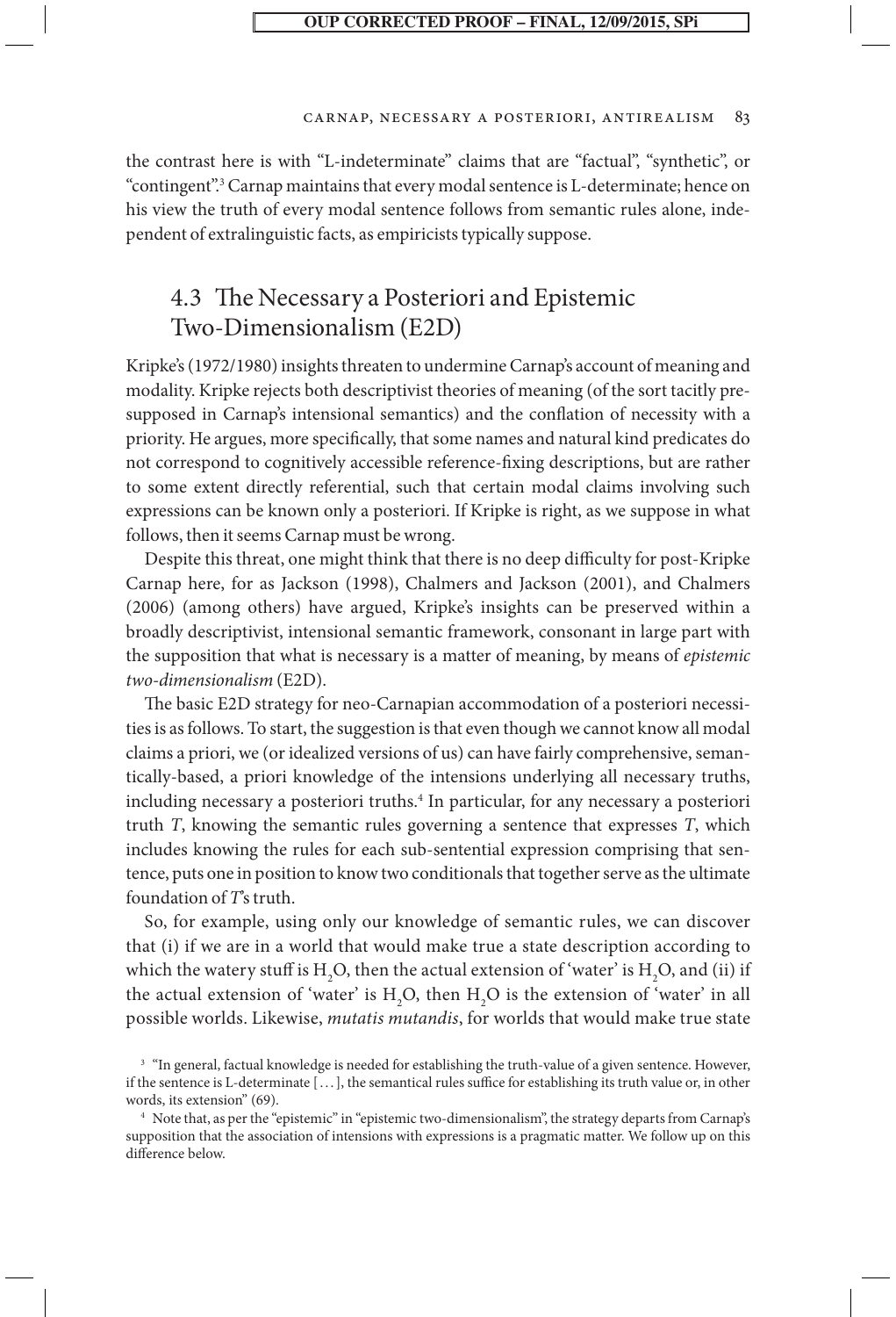the contrast here is with "L-indeterminate" claims that are "factual", "synthetic", or "contingent".[3] Carnap maintains that every modal sentence is L-determinate; hence on his view the truth of every modal sentence follows from semantic rules alone, independent of extralinguistic facts, as empiricists typically suppose.

## 4.3 The Necessary a Posteriori and Epistemic Two-Dimensionalism (E2D)

Kripke's (1972/1980) insights threaten to undermine Carnap's account of meaning and modality. Kripke rejects both descriptivist theories of meaning (of the sort tacitly presupposed in Carnap's intensional semantics) and the conflation of necessity with a priority. He argues, more specifically, that some names and natural kind predicates do not correspond to cognitively accessible reference-fixing descriptions, but are rather to some extent directly referential, such that certain modal claims involving such expressions can be known only a posteriori. If Kripke is right, as we suppose in what follows, then it seems Carnap must be wrong.

Despite this threat, one might think that there is no deep difficulty for post-Kripke Carnap here, for as Jackson (1998), Chalmers and Jackson (2001), and Chalmers (2006) (among others) have argued, Kripke's insights can be preserved within a broadly descriptivist, intensional semantic framework, consonant in large part with the supposition that what is necessary is a matter of meaning, by means of *epistemic two-dimensionalism* (E2D).

The basic E2D strategy for neo-Carnapian accommodation of a posteriori necessities is as follows. To start, the suggestion is that even though we cannot know all modal claims a priori, we (or idealized versions of us) can have fairly comprehensive, semantically-based, a priori knowledge of the intensions underlying all necessary truths, including necessary a posteriori truths.[4] In particular, for any necessary a posteriori truth *T*, knowing the semantic rules governing a sentence that expresses *T*, which includes knowing the rules for each sub-sentential expression comprising that sentence, puts one in position to know two conditionals that together serve as the ultimate foundation of *T*'s truth.

So, for example, using only our knowledge of semantic rules, we can discover that (i) if we are in a world that would make true a state description according to which the watery stuff is $H_2O$, then the actual extension of 'water' is $H_2O$, and (ii) if the actual extension of 'water' is $H_2O$, then $H_2O$ is the extension of 'water' in all possible worlds. Likewise, *mutatis mutandis*, for worlds that would make true state

[3] "In general, factual knowledge is needed for establishing the truth-value of a given sentence. However, if the sentence is L-determinate [...], the semantical rules suffice for establishing its truth value or, in other words, its extension" (69).

[4] Note that, as per the "epistemic" in "epistemic two-dimensionalism", the strategy departs from Carnap's supposition that the association of intensions with expressions is a pragmatic matter. We follow up on this difference below.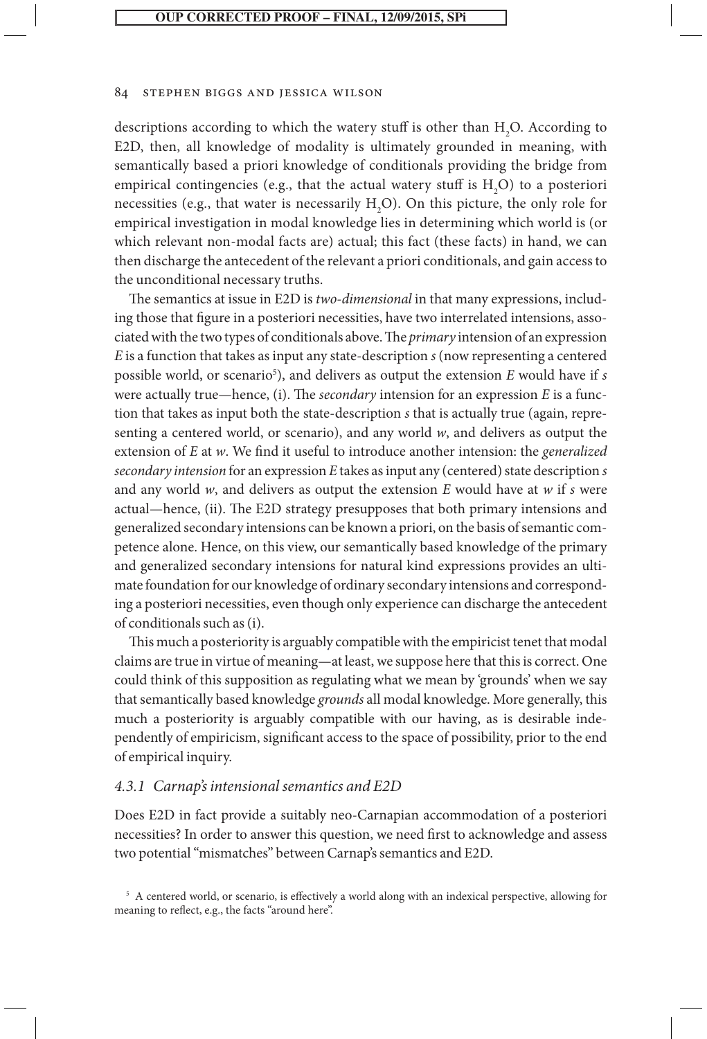descriptions according to which the watery stuff is other than $H_2O$. According to E2D, then, all knowledge of modality is ultimately grounded in meaning, with semantically based a priori knowledge of conditionals providing the bridge from empirical contingencies (e.g., that the actual watery stuff is $H_2O$) to a posteriori necessities (e.g., that water is necessarily $H_2O$). On this picture, the only role for empirical investigation in modal knowledge lies in determining which world is (or which relevant non-modal facts are) actual; this fact (these facts) in hand, we can then discharge the antecedent of the relevant a priori conditionals, and gain access to the unconditional necessary truths.

The semantics at issue in E2D is *two-dimensional* in that many expressions, including those that figure in a posteriori necessities, have two interrelated intensions, associated with the two types of conditionals above. The *primary* intension of an expression *E* is a function that takes as input any state-description *s* (now representing a centered possible world, or scenario[5]), and delivers as output the extension *E* would have if *s* were actually true—hence, (i). The *secondary* intension for an expression *E* is a function that takes as input both the state-description *s* that is actually true (again, representing a centered world, or scenario), and any world *w*, and delivers as output the extension of *E* at *w*. We find it useful to introduce another intension: the *generalized secondary intension* for an expression *E* takes as input any (centered) state description *s* and any world *w*, and delivers as output the extension *E* would have at *w* if *s* were actual—hence, (ii). The E2D strategy presupposes that both primary intensions and generalized secondary intensions can be known a priori, on the basis of semantic competence alone. Hence, on this view, our semantically based knowledge of the primary and generalized secondary intensions for natural kind expressions provides an ultimate foundation for our knowledge of ordinary secondary intensions and corresponding a posteriori necessities, even though only experience can discharge the antecedent of conditionals such as (i).

This much a posteriority is arguably compatible with the empiricist tenet that modal claims are true in virtue of meaning—at least, we suppose here that this is correct. One could think of this supposition as regulating what we mean by 'grounds' when we say that semantically based knowledge *grounds* all modal knowledge. More generally, this much a posteriority is arguably compatible with our having, as is desirable independently of empiricism, significant access to the space of possibility, prior to the end of empirical inquiry.

### *4.3.1 Carnap's intensional semantics and E2D*

Does E2D in fact provide a suitably neo-Carnapian accommodation of a posteriori necessities? In order to answer this question, we need first to acknowledge and assess two potential "mismatches" between Carnap's semantics and E2D.

[5] A centered world, or scenario, is effectively a world along with an indexical perspective, allowing for meaning to reflect, e.g., the facts "around here".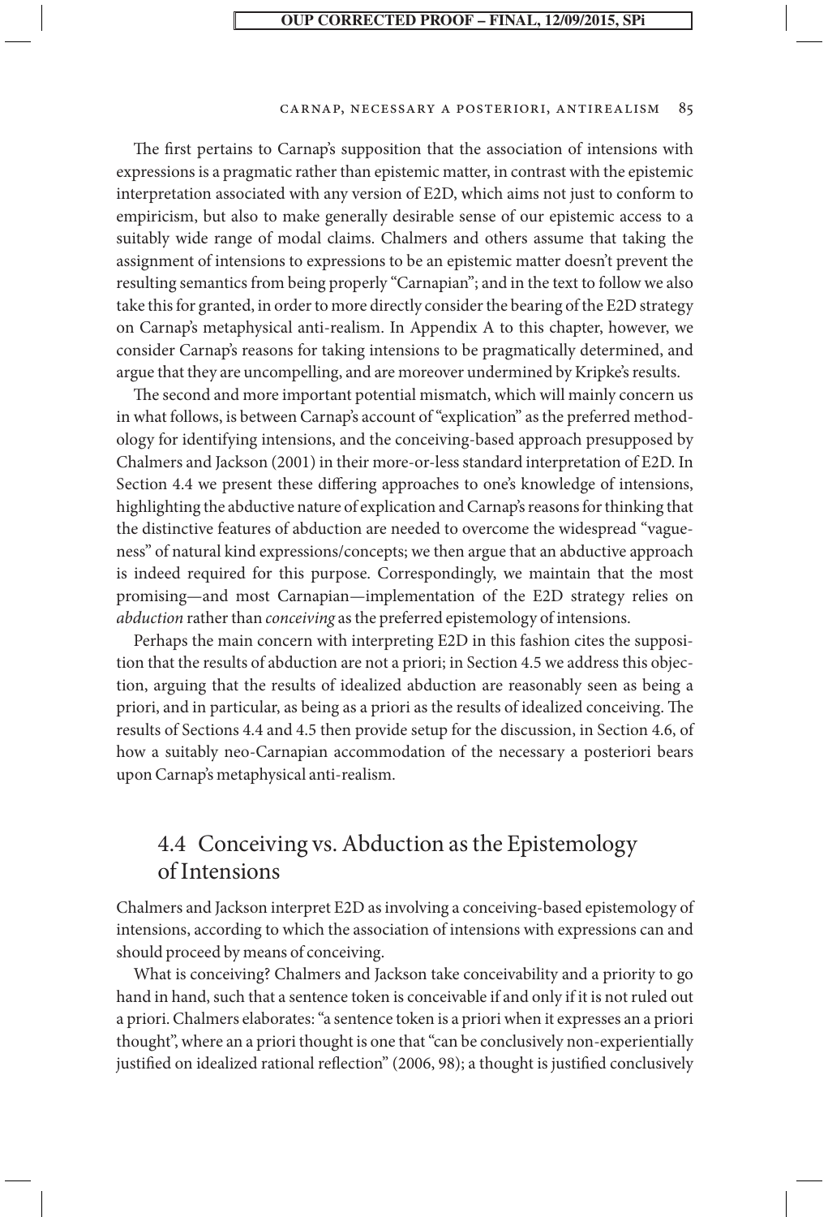The first pertains to Carnap's supposition that the association of intensions with expressions is a pragmatic rather than epistemic matter, in contrast with the epistemic interpretation associated with any version of E2D, which aims not just to conform to empiricism, but also to make generally desirable sense of our epistemic access to a suitably wide range of modal claims. Chalmers and others assume that taking the assignment of intensions to expressions to be an epistemic matter doesn't prevent the resulting semantics from being properly "Carnapian"; and in the text to follow we also take this for granted, in order to more directly consider the bearing of the E2D strategy on Carnap's metaphysical anti-realism. In Appendix A to this chapter, however, we consider Carnap's reasons for taking intensions to be pragmatically determined, and argue that they are uncompelling, and are moreover undermined by Kripke's results.

The second and more important potential mismatch, which will mainly concern us in what follows, is between Carnap's account of "explication" as the preferred methodology for identifying intensions, and the conceiving-based approach presupposed by Chalmers and Jackson (2001) in their more-or-less standard interpretation of E2D. In Section 4.4 we present these differing approaches to one's knowledge of intensions, highlighting the abductive nature of explication and Carnap's reasons for thinking that the distinctive features of abduction are needed to overcome the widespread "vagueness" of natural kind expressions/concepts; we then argue that an abductive approach is indeed required for this purpose. Correspondingly, we maintain that the most promising—and most Carnapian—implementation of the E2D strategy relies on *abduction* rather than *conceiving* as the preferred epistemology of intensions.

Perhaps the main concern with interpreting E2D in this fashion cites the supposition that the results of abduction are not a priori; in Section 4.5 we address this objection, arguing that the results of idealized abduction are reasonably seen as being a priori, and in particular, as being as a priori as the results of idealized conceiving. The results of Sections 4.4 and 4.5 then provide setup for the discussion, in Section 4.6, of how a suitably neo-Carnapian accommodation of the necessary a posteriori bears upon Carnap's metaphysical anti-realism.

## 4.4 Conceiving vs. Abduction as the Epistemology of Intensions

Chalmers and Jackson interpret E2D as involving a conceiving-based epistemology of intensions, according to which the association of intensions with expressions can and should proceed by means of conceiving.

What is conceiving? Chalmers and Jackson take conceivability and a priority to go hand in hand, such that a sentence token is conceivable if and only if it is not ruled out a priori. Chalmers elaborates: "a sentence token is a priori when it expresses an a priori thought", where an a priori thought is one that "can be conclusively non-experientially justified on idealized rational reflection" (2006, 98); a thought is justified conclusively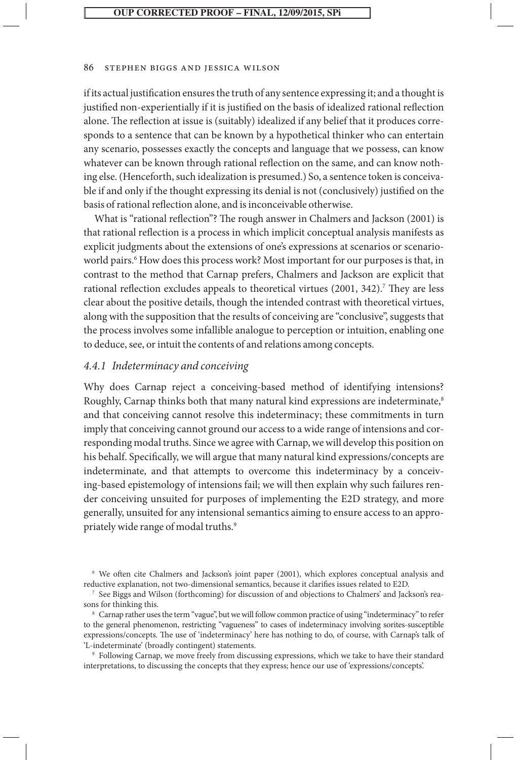if its actual justification ensures the truth of any sentence expressing it; and a thought is justified non-experientially if it is justified on the basis of idealized rational reflection alone. The reflection at issue is (suitably) idealized if any belief that it produces corresponds to a sentence that can be known by a hypothetical thinker who can entertain any scenario, possesses exactly the concepts and language that we possess, can know whatever can be known through rational reflection on the same, and can know nothing else. (Henceforth, such idealization is presumed.) So, a sentence token is conceivable if and only if the thought expressing its denial is not (conclusively) justified on the basis of rational reflection alone, and is inconceivable otherwise.

What is "rational reflection"? The rough answer in Chalmers and Jackson (2001) is that rational reflection is a process in which implicit conceptual analysis manifests as explicit judgments about the extensions of one's expressions at scenarios or scenario-world pairs.[6] How does this process work? Most important for our purposes is that, in contrast to the method that Carnap prefers, Chalmers and Jackson are explicit that rational reflection excludes appeals to theoretical virtues (2001, 342).[7] They are less clear about the positive details, though the intended contrast with theoretical virtues, along with the supposition that the results of conceiving are "conclusive", suggests that the process involves some infallible analogue to perception or intuition, enabling one to deduce, see, or intuit the contents of and relations among concepts.

### *4.4.1 Indeterminacy and conceiving*

Why does Carnap reject a conceiving-based method of identifying intensions? Roughly, Carnap thinks both that many natural kind expressions are indeterminate,[8] and that conceiving cannot resolve this indeterminacy; these commitments in turn imply that conceiving cannot ground our access to a wide range of intensions and corresponding modal truths. Since we agree with Carnap, we will develop this position on his behalf. Specifically, we will argue that many natural kind expressions/concepts are indeterminate, and that attempts to overcome this indeterminacy by a conceiving-based epistemology of intensions fail; we will then explain why such failures render conceiving unsuited for purposes of implementing the E2D strategy, and more generally, unsuited for any intensional semantics aiming to ensure access to an appropriately wide range of modal truths.[9]

---

[6] We often cite Chalmers and Jackson's joint paper (2001), which explores conceptual analysis and reductive explanation, not two-dimensional semantics, because it clarifies issues related to E2D.

[7] See Biggs and Wilson (forthcoming) for discussion of and objections to Chalmers' and Jackson's reasons for thinking this.

[8] Carnap rather uses the term "vague", but we will follow common practice of using "indeterminacy" to refer to the general phenomenon, restricting "vagueness" to cases of indeterminacy involving sorites-susceptible expressions/concepts. The use of 'indeterminacy' here has nothing to do, of course, with Carnap's talk of 'L-indeterminate' (broadly contingent) statements.

[9] Following Carnap, we move freely from discussing expressions, which we take to have their standard interpretations, to discussing the concepts that they express; hence our use of 'expressions/concepts'.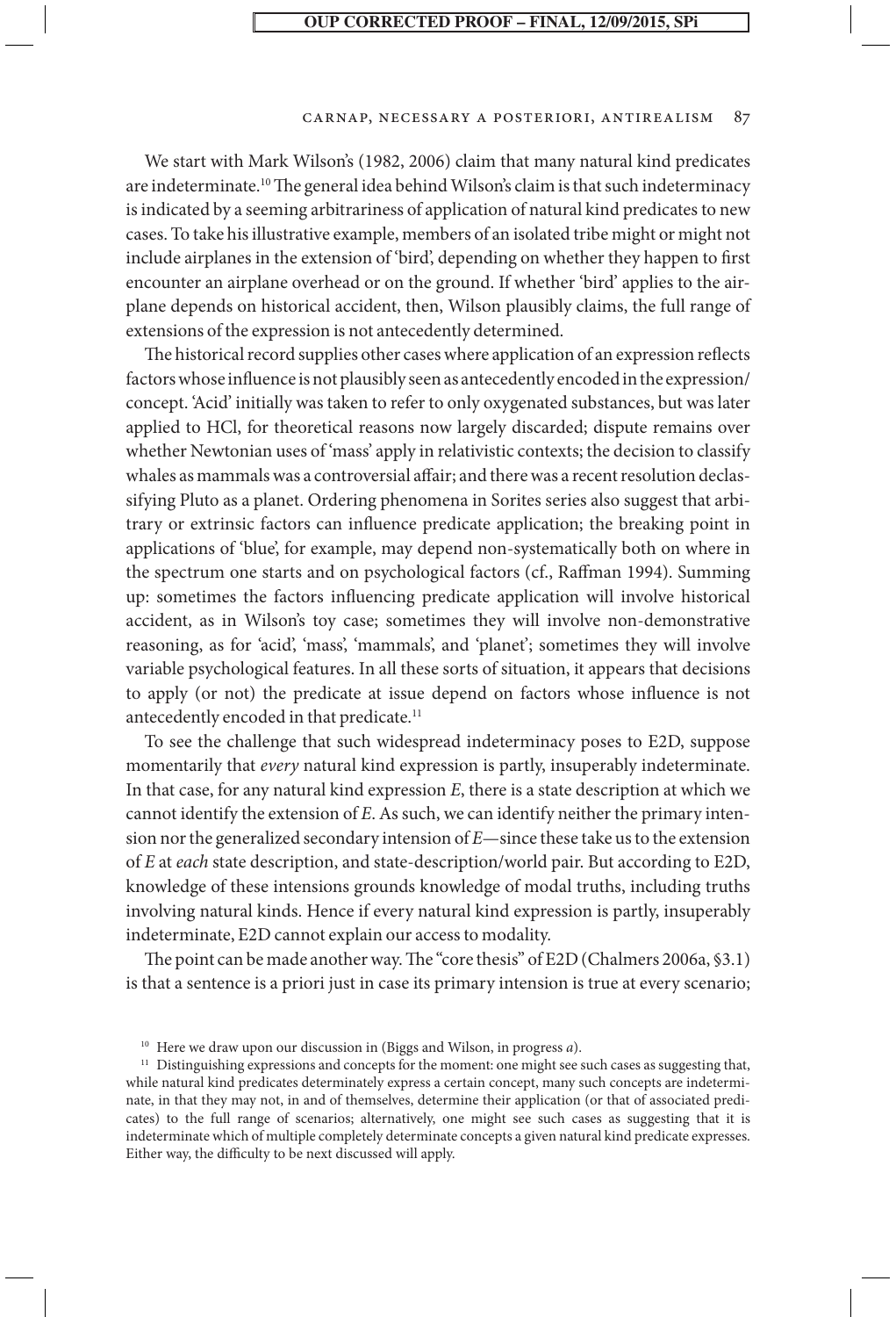We start with Mark Wilson's (1982, 2006) claim that many natural kind predicates are indeterminate.[10] The general idea behind Wilson's claim is that such indeterminacy is indicated by a seeming arbitrariness of application of natural kind predicates to new cases. To take his illustrative example, members of an isolated tribe might or might not include airplanes in the extension of 'bird', depending on whether they happen to first encounter an airplane overhead or on the ground. If whether 'bird' applies to the airplane depends on historical accident, then, Wilson plausibly claims, the full range of extensions of the expression is not antecedently determined.

The historical record supplies other cases where application of an expression reflects factors whose influence is not plausibly seen as antecedently encoded in the expression/concept. 'Acid' initially was taken to refer to only oxygenated substances, but was later applied to HCl, for theoretical reasons now largely discarded; dispute remains over whether Newtonian uses of 'mass' apply in relativistic contexts; the decision to classify whales as mammals was a controversial affair; and there was a recent resolution declassifying Pluto as a planet. Ordering phenomena in Sorites series also suggest that arbitrary or extrinsic factors can influence predicate application; the breaking point in applications of 'blue', for example, may depend non-systematically both on where in the spectrum one starts and on psychological factors (cf., Raffman 1994). Summing up: sometimes the factors influencing predicate application will involve historical accident, as in Wilson's toy case; sometimes they will involve non-demonstrative reasoning, as for 'acid', 'mass', 'mammals', and 'planet'; sometimes they will involve variable psychological features. In all these sorts of situation, it appears that decisions to apply (or not) the predicate at issue depend on factors whose influence is not antecedently encoded in that predicate.[11]

To see the challenge that such widespread indeterminacy poses to E2D, suppose momentarily that *every* natural kind expression is partly, insuperably indeterminate. In that case, for any natural kind expression *E*, there is a state description at which we cannot identify the extension of *E*. As such, we can identify neither the primary intension nor the generalized secondary intension of *E*—since these take us to the extension of *E* at *each* state description, and state-description/world pair. But according to E2D, knowledge of these intensions grounds knowledge of modal truths, including truths involving natural kinds. Hence if every natural kind expression is partly, insuperably indeterminate, E2D cannot explain our access to modality.

The point can be made another way. The "core thesis" of E2D (Chalmers 2006a, §3.1) is that a sentence is a priori just in case its primary intension is true at every scenario;

[10] Here we draw upon our discussion in (Biggs and Wilson, in progress *a*).

[11] Distinguishing expressions and concepts for the moment: one might see such cases as suggesting that, while natural kind predicates determinately express a certain concept, many such concepts are indeterminate, in that they may not, in and of themselves, determine their application (or that of associated predicates) to the full range of scenarios; alternatively, one might see such cases as suggesting that it is indeterminate which of multiple completely determinate concepts a given natural kind predicate expresses. Either way, the difficulty to be next discussed will apply.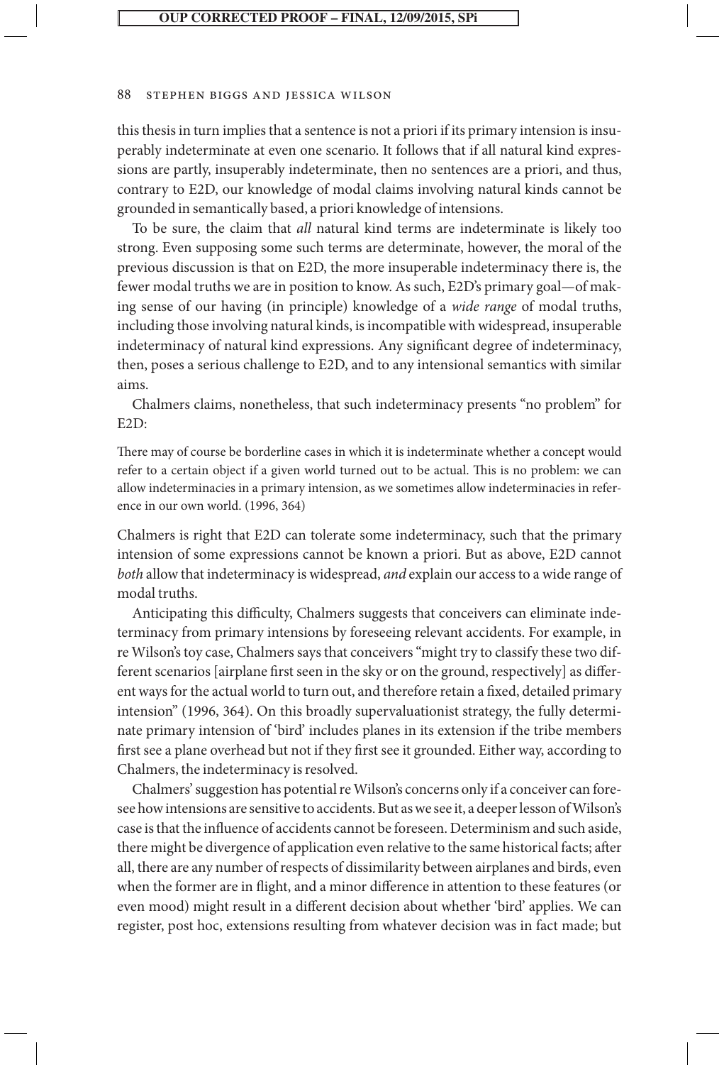this thesis in turn implies that a sentence is not a priori if its primary intension is insuperably indeterminate at even one scenario. It follows that if all natural kind expressions are partly, insuperably indeterminate, then no sentences are a priori, and thus, contrary to E2D, our knowledge of modal claims involving natural kinds cannot be grounded in semantically based, a priori knowledge of intensions.

To be sure, the claim that *all* natural kind terms are indeterminate is likely too strong. Even supposing some such terms are determinate, however, the moral of the previous discussion is that on E2D, the more insuperable indeterminacy there is, the fewer modal truths we are in position to know. As such, E2D's primary goal—of making sense of our having (in principle) knowledge of a *wide range* of modal truths, including those involving natural kinds, is incompatible with widespread, insuperable indeterminacy of natural kind expressions. Any significant degree of indeterminacy, then, poses a serious challenge to E2D, and to any intensional semantics with similar aims.

Chalmers claims, nonetheless, that such indeterminacy presents "no problem" for E2D:

> There may of course be borderline cases in which it is indeterminate whether a concept would refer to a certain object if a given world turned out to be actual. This is no problem: we can allow indeterminacies in a primary intension, as we sometimes allow indeterminacies in reference in our own world. (1996, 364)

Chalmers is right that E2D can tolerate some indeterminacy, such that the primary intension of some expressions cannot be known a priori. But as above, E2D cannot *both* allow that indeterminacy is widespread, *and* explain our access to a wide range of modal truths.

Anticipating this difficulty, Chalmers suggests that conceivers can eliminate indeterminacy from primary intensions by foreseeing relevant accidents. For example, in re Wilson's toy case, Chalmers says that conceivers "might try to classify these two different scenarios [airplane first seen in the sky or on the ground, respectively] as different ways for the actual world to turn out, and therefore retain a fixed, detailed primary intension" (1996, 364). On this broadly supervaluationist strategy, the fully determinate primary intension of 'bird' includes planes in its extension if the tribe members first see a plane overhead but not if they first see it grounded. Either way, according to Chalmers, the indeterminacy is resolved.

Chalmers' suggestion has potential re Wilson's concerns only if a conceiver can foresee how intensions are sensitive to accidents. But as we see it, a deeper lesson of Wilson's case is that the influence of accidents cannot be foreseen. Determinism and such aside, there might be divergence of application even relative to the same historical facts; after all, there are any number of respects of dissimilarity between airplanes and birds, even when the former are in flight, and a minor difference in attention to these features (or even mood) might result in a different decision about whether 'bird' applies. We can register, post hoc, extensions resulting from whatever decision was in fact made; but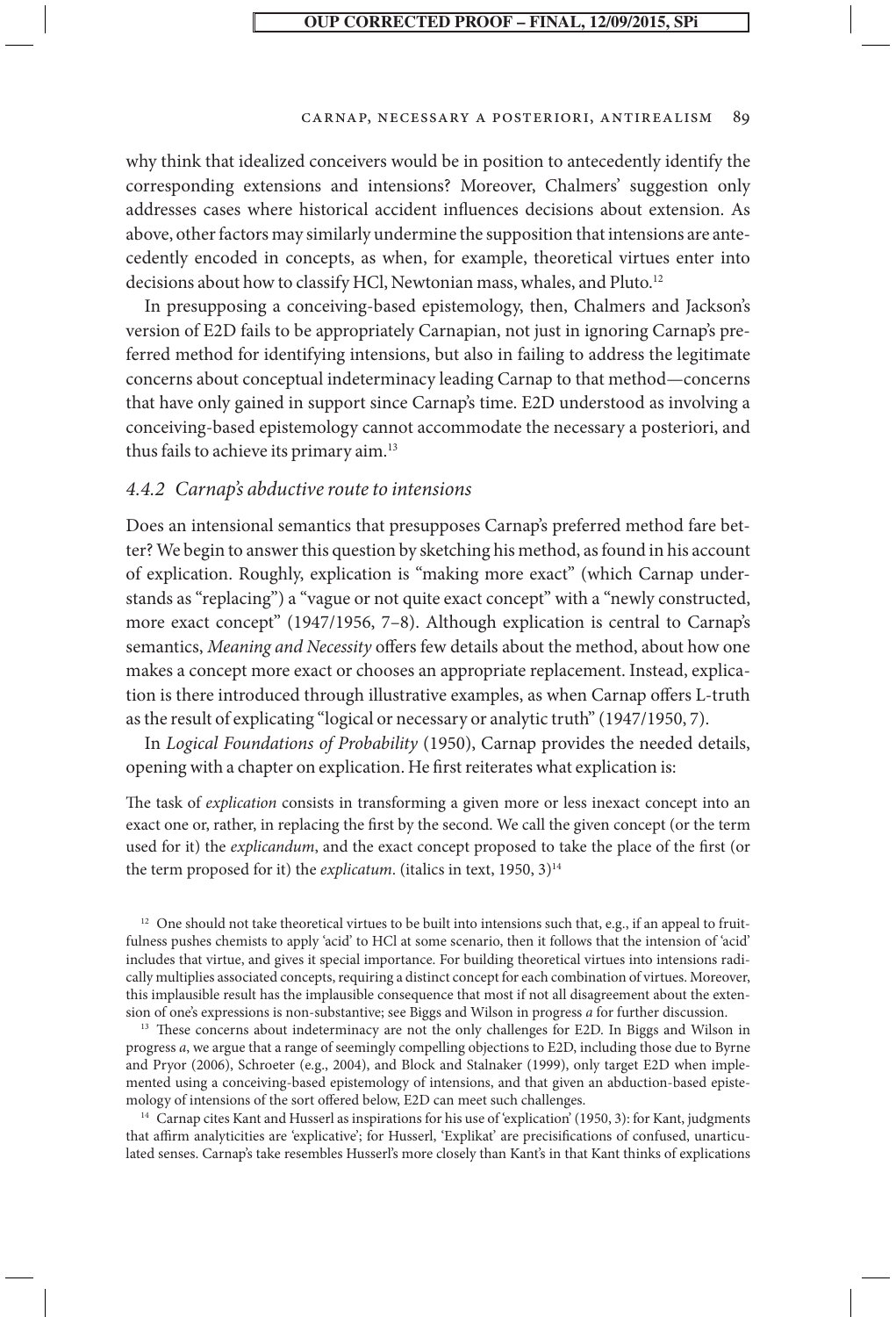why think that idealized conceivers would be in position to antecedently identify the corresponding extensions and intensions? Moreover, Chalmers' suggestion only addresses cases where historical accident influences decisions about extension. As above, other factors may similarly undermine the supposition that intensions are antecedently encoded in concepts, as when, for example, theoretical virtues enter into decisions about how to classify HCl, Newtonian mass, whales, and Pluto.[12]

In presupposing a conceiving-based epistemology, then, Chalmers and Jackson's version of E2D fails to be appropriately Carnapian, not just in ignoring Carnap's preferred method for identifying intensions, but also in failing to address the legitimate concerns about conceptual indeterminacy leading Carnap to that method—concerns that have only gained in support since Carnap's time. E2D understood as involving a conceiving-based epistemology cannot accommodate the necessary a posteriori, and thus fails to achieve its primary aim.[13]

### *4.4.2 Carnap's abductive route to intensions*

Does an intensional semantics that presupposes Carnap's preferred method fare better? We begin to answer this question by sketching his method, as found in his account of explication. Roughly, explication is "making more exact" (which Carnap understands as "replacing") a "vague or not quite exact concept" with a "newly constructed, more exact concept" (1947/1956, 7–8). Although explication is central to Carnap's semantics, *Meaning and Necessity* offers few details about the method, about how one makes a concept more exact or chooses an appropriate replacement. Instead, explication is there introduced through illustrative examples, as when Carnap offers L-truth as the result of explicating "logical or necessary or analytic truth" (1947/1950, 7).

In *Logical Foundations of Probability* (1950), Carnap provides the needed details, opening with a chapter on explication. He first reiterates what explication is:

> The task of *explication* consists in transforming a given more or less inexact concept into an exact one or, rather, in replacing the first by the second. We call the given concept (or the term used for it) the *explicandum*, and the exact concept proposed to take the place of the first (or the term proposed for it) the *explicatum*. (italics in text, 1950, 3)[14]

[12] One should not take theoretical virtues to be built into intensions such that, e.g., if an appeal to fruitfulness pushes chemists to apply 'acid' to HCl at some scenario, then it follows that the intension of 'acid' includes that virtue, and gives it special importance. For building theoretical virtues into intensions radically multiplies associated concepts, requiring a distinct concept for each combination of virtues. Moreover, this implausible result has the implausible consequence that most if not all disagreement about the extension of one's expressions is non-substantive; see Biggs and Wilson in progress *a* for further discussion.

[13] These concerns about indeterminacy are not the only challenges for E2D. In Biggs and Wilson in progress *a*, we argue that a range of seemingly compelling objections to E2D, including those due to Byrne and Pryor (2006), Schroeter (e.g., 2004), and Block and Stalnaker (1999), only target E2D when implemented using a conceiving-based epistemology of intensions, and that given an abduction-based epistemology of intensions of the sort offered below, E2D can meet such challenges.

[14] Carnap cites Kant and Husserl as inspirations for his use of 'explication' (1950, 3): for Kant, judgments that affirm analyticities are 'explicative'; for Husserl, 'Explikat' are precisifications of confused, unarticulated senses. Carnap's take resembles Husserl's more closely than Kant's in that Kant thinks of explications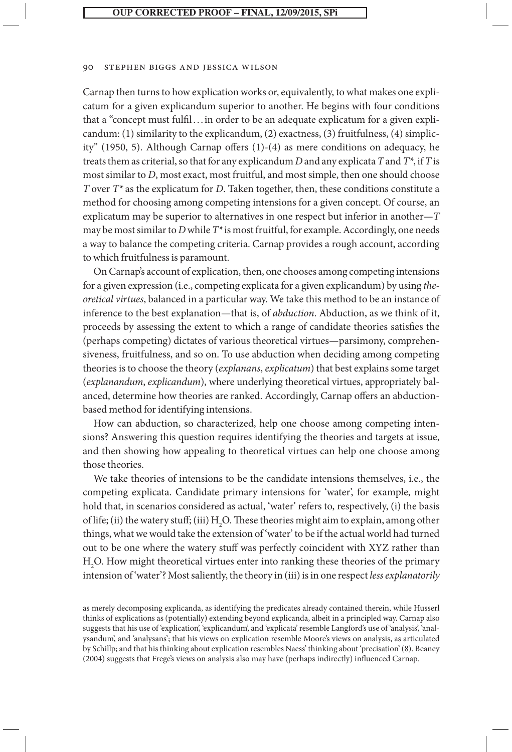Carnap then turns to how explication works or, equivalently, to what makes one explicatum for a given explicandum superior to another. He begins with four conditions that a "concept must fulfil . . . in order to be an adequate explicatum for a given explicandum: (1) similarity to the explicandum, (2) exactness, (3) fruitfulness, (4) simplicity" (1950, 5). Although Carnap offers (1)-(4) as mere conditions on adequacy, he treats them as criterial, so that for any explicandum *D* and any explicata *T* and *T\**, if *T* is most similar to *D*, most exact, most fruitful, and most simple, then one should choose *T* over *T\** as the explicatum for *D*. Taken together, then, these conditions constitute a method for choosing among competing intensions for a given concept. Of course, an explicatum may be superior to alternatives in one respect but inferior in another—*T* may be most similar to *D* while *T\** is most fruitful, for example. Accordingly, one needs a way to balance the competing criteria. Carnap provides a rough account, according to which fruitfulness is paramount.

On Carnap's account of explication, then, one chooses among competing intensions for a given expression (i.e., competing explicata for a given explicandum) by using *theoretical virtues*, balanced in a particular way. We take this method to be an instance of inference to the best explanation—that is, of *abduction*. Abduction, as we think of it, proceeds by assessing the extent to which a range of candidate theories satisfies the (perhaps competing) dictates of various theoretical virtues—parsimony, comprehensiveness, fruitfulness, and so on. To use abduction when deciding among competing theories is to choose the theory (*explanans*, *explicatum*) that best explains some target (*explanandum*, *explicandum*), where underlying theoretical virtues, appropriately balanced, determine how theories are ranked. Accordingly, Carnap offers an abduction-based method for identifying intensions.

How can abduction, so characterized, help one choose among competing intensions? Answering this question requires identifying the theories and targets at issue, and then showing how appealing to theoretical virtues can help one choose among those theories.

We take theories of intensions to be the candidate intensions themselves, i.e., the competing explicata. Candidate primary intensions for 'water', for example, might hold that, in scenarios considered as actual, 'water' refers to, respectively, (i) the basis of life; (ii) the watery stuff; (iii) $H_2O$. These theories might aim to explain, among other things, what we would take the extension of 'water' to be if the actual world had turned out to be one where the watery stuff was perfectly coincident with XYZ rather than $H_2O$. How might theoretical virtues enter into ranking these theories of the primary intension of 'water'? Most saliently, the theory in (iii) is in one respect *less explanatorily*

as merely decomposing explicanda, as identifying the predicates already contained therein, while Husserl thinks of explications as (potentially) extending beyond explicanda, albeit in a principled way. Carnap also suggests that his use of 'explication', 'explicandum', and 'explicata' resemble Langford's use of 'analysis', 'analysandum', and 'analysans'; that his views on explication resemble Moore's views on analysis, as articulated by Schillp; and that his thinking about explication resembles Naess' thinking about 'precisation' (8). Beaney (2004) suggests that Frege's views on analysis also may have (perhaps indirectly) influenced Carnap.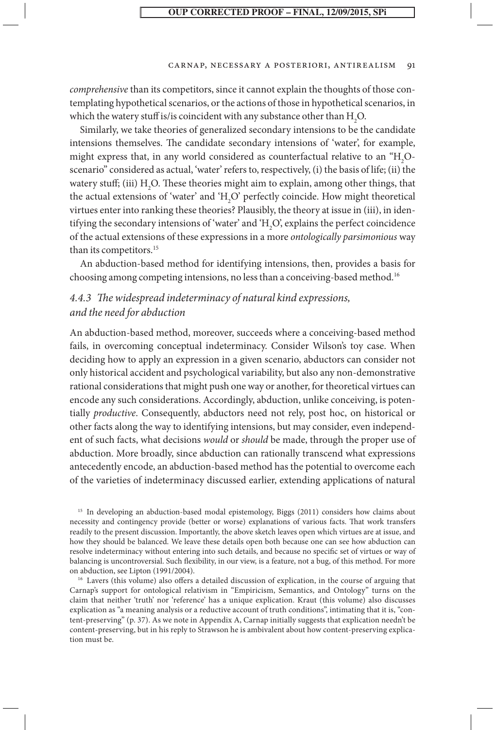*comprehensive* than its competitors, since it cannot explain the thoughts of those contemplating hypothetical scenarios, or the actions of those in hypothetical scenarios, in which the watery stuff is/is coincident with any substance other than $H_2O$.

Similarly, we take theories of generalized secondary intensions to be the candidate intensions themselves. The candidate secondary intensions of 'water', for example, might express that, in any world considered as counterfactual relative to an "$H_2O$-scenario" considered as actual, 'water' refers to, respectively, (i) the basis of life; (ii) the watery stuff; (iii) $H_2O$. These theories might aim to explain, among other things, that the actual extensions of 'water' and '$H_2O$' perfectly coincide. How might theoretical virtues enter into ranking these theories? Plausibly, the theory at issue in (iii), in identifying the secondary intensions of 'water' and '$H_2O$', explains the perfect coincidence of the actual extensions of these expressions in a more *ontologically parsimonious* way than its competitors.[15]

An abduction-based method for identifying intensions, then, provides a basis for choosing among competing intensions, no less than a conceiving-based method.[16]

### *4.4.3 The widespread indeterminacy of natural kind expressions, and the need for abduction*

An abduction-based method, moreover, succeeds where a conceiving-based method fails, in overcoming conceptual indeterminacy. Consider Wilson's toy case. When deciding how to apply an expression in a given scenario, abductors can consider not only historical accident and psychological variability, but also any non-demonstrative rational considerations that might push one way or another, for theoretical virtues can encode any such considerations. Accordingly, abduction, unlike conceiving, is potentially *productive*. Consequently, abductors need not rely, post hoc, on historical or other facts along the way to identifying intensions, but may consider, even independent of such facts, what decisions *would* or *should* be made, through the proper use of abduction. More broadly, since abduction can rationally transcend what expressions antecedently encode, an abduction-based method has the potential to overcome each of the varieties of indeterminacy discussed earlier, extending applications of natural

[15] In developing an abduction-based modal epistemology, Biggs (2011) considers how claims about necessity and contingency provide (better or worse) explanations of various facts. That work transfers readily to the present discussion. Importantly, the above sketch leaves open which virtues are at issue, and how they should be balanced. We leave these details open both because one can see how abduction can resolve indeterminacy without entering into such details, and because no specific set of virtues or way of balancing is uncontroversial. Such flexibility, in our view, is a feature, not a bug, of this method. For more on abduction, see Lipton (1991/2004).

[16] Lavers (this volume) also offers a detailed discussion of explication, in the course of arguing that Carnap's support for ontological relativism in "Empiricism, Semantics, and Ontology" turns on the claim that neither 'truth' nor 'reference' has a unique explication. Kraut (this volume) also discusses explication as "a meaning analysis or a reductive account of truth conditions", intimating that it is, "content-preserving" (p. 37). As we note in Appendix A, Carnap initially suggests that explication needn't be content-preserving, but in his reply to Strawson he is ambivalent about how content-preserving explication must be.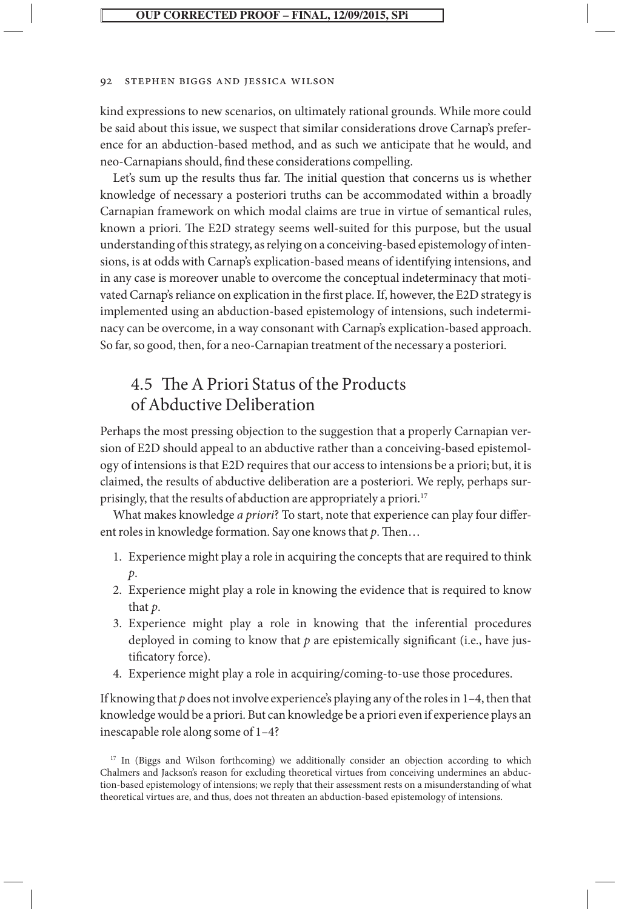kind expressions to new scenarios, on ultimately rational grounds. While more could be said about this issue, we suspect that similar considerations drove Carnap's preference for an abduction-based method, and as such we anticipate that he would, and neo-Carnapians should, find these considerations compelling.

Let's sum up the results thus far. The initial question that concerns us is whether knowledge of necessary a posteriori truths can be accommodated within a broadly Carnapian framework on which modal claims are true in virtue of semantical rules, known a priori. The E2D strategy seems well-suited for this purpose, but the usual understanding of this strategy, as relying on a conceiving-based epistemology of intensions, is at odds with Carnap's explication-based means of identifying intensions, and in any case is moreover unable to overcome the conceptual indeterminacy that motivated Carnap's reliance on explication in the first place. If, however, the E2D strategy is implemented using an abduction-based epistemology of intensions, such indeterminacy can be overcome, in a way consonant with Carnap's explication-based approach. So far, so good, then, for a neo-Carnapian treatment of the necessary a posteriori.

## 4.5 The A Priori Status of the Products of Abductive Deliberation

Perhaps the most pressing objection to the suggestion that a properly Carnapian version of E2D should appeal to an abductive rather than a conceiving-based epistemology of intensions is that E2D requires that our access to intensions be a priori; but, it is claimed, the results of abductive deliberation are a posteriori. We reply, perhaps surprisingly, that the results of abduction are appropriately a priori.[17]

What makes knowledge *a priori*? To start, note that experience can play four different roles in knowledge formation. Say one knows that *p*. Then…

1. Experience might play a role in acquiring the concepts that are required to think *p*.
2. Experience might play a role in knowing the evidence that is required to know that *p*.
3. Experience might play a role in knowing that the inferential procedures deployed in coming to know that *p* are epistemically significant (i.e., have justificatory force).
4. Experience might play a role in acquiring/coming-to-use those procedures.

If knowing that *p* does not involve experience's playing any of the roles in 1–4, then that knowledge would be a priori. But can knowledge be a priori even if experience plays an inescapable role along some of 1–4?

[17] In (Biggs and Wilson forthcoming) we additionally consider an objection according to which Chalmers and Jackson's reason for excluding theoretical virtues from conceiving undermines an abduction-based epistemology of intensions; we reply that their assessment rests on a misunderstanding of what theoretical virtues are, and thus, does not threaten an abduction-based epistemology of intensions.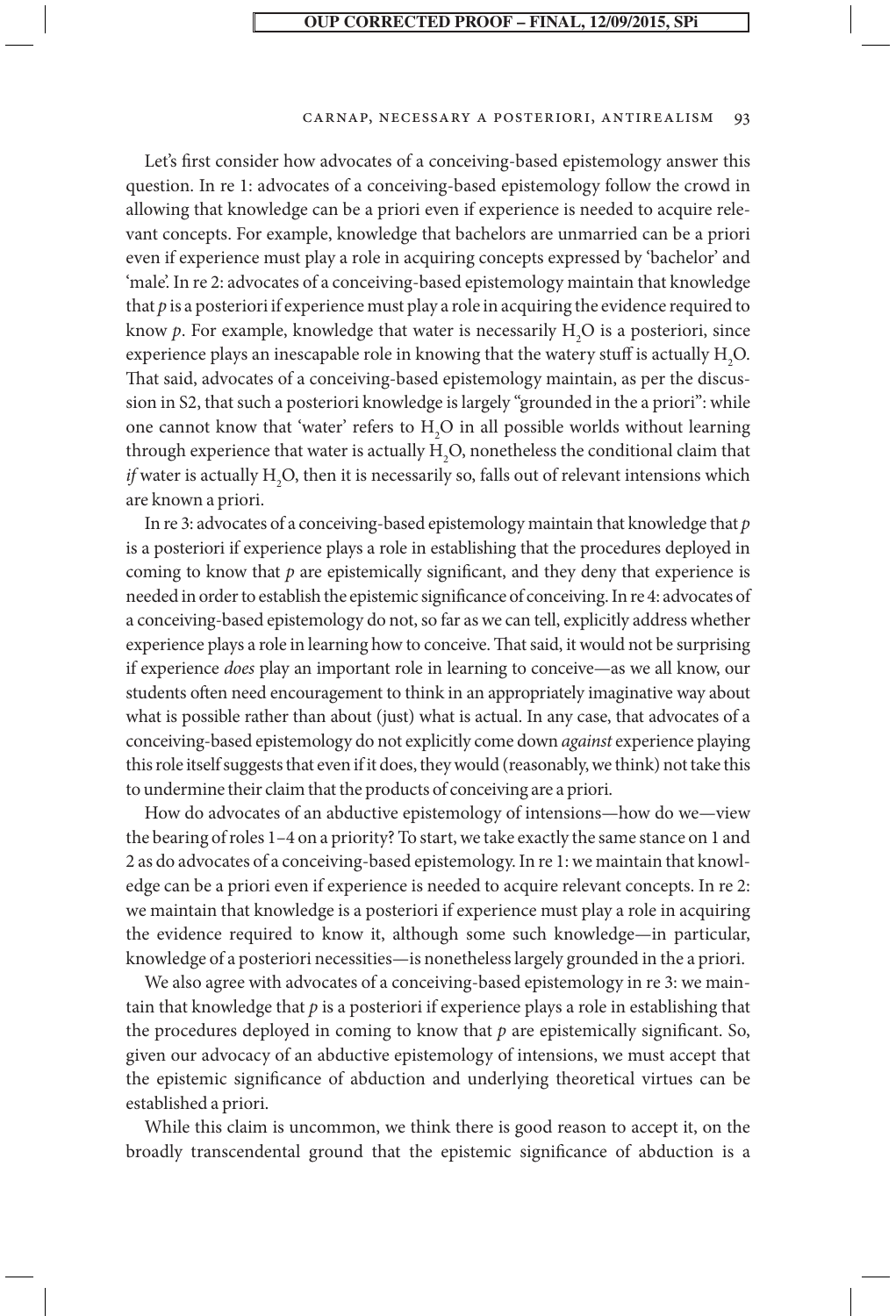Let's first consider how advocates of a conceiving-based epistemology answer this question. In re 1: advocates of a conceiving-based epistemology follow the crowd in allowing that knowledge can be a priori even if experience is needed to acquire relevant concepts. For example, knowledge that bachelors are unmarried can be a priori even if experience must play a role in acquiring concepts expressed by 'bachelor' and 'male'. In re 2: advocates of a conceiving-based epistemology maintain that knowledge that *p* is a posteriori if experience must play a role in acquiring the evidence required to know *p*. For example, knowledge that water is necessarily $H_2O$ is a posteriori, since experience plays an inescapable role in knowing that the watery stuff is actually $H_2O$. That said, advocates of a conceiving-based epistemology maintain, as per the discussion in S2, that such a posteriori knowledge is largely "grounded in the a priori": while one cannot know that 'water' refers to $H_2O$ in all possible worlds without learning through experience that water is actually $H_2O$, nonetheless the conditional claim that *if* water is actually $H_2O$, then it is necessarily so, falls out of relevant intensions which are known a priori.

In re 3: advocates of a conceiving-based epistemology maintain that knowledge that *p* is a posteriori if experience plays a role in establishing that the procedures deployed in coming to know that *p* are epistemically significant, and they deny that experience is needed in order to establish the epistemic significance of conceiving. In re 4: advocates of a conceiving-based epistemology do not, so far as we can tell, explicitly address whether experience plays a role in learning how to conceive. That said, it would not be surprising if experience *does* play an important role in learning to conceive—as we all know, our students often need encouragement to think in an appropriately imaginative way about what is possible rather than about (just) what is actual. In any case, that advocates of a conceiving-based epistemology do not explicitly come down *against* experience playing this role itself suggests that even if it does, they would (reasonably, we think) not take this to undermine their claim that the products of conceiving are a priori.

How do advocates of an abductive epistemology of intensions—how do we—view the bearing of roles 1–4 on a priority? To start, we take exactly the same stance on 1 and 2 as do advocates of a conceiving-based epistemology. In re 1: we maintain that knowledge can be a priori even if experience is needed to acquire relevant concepts. In re 2: we maintain that knowledge is a posteriori if experience must play a role in acquiring the evidence required to know it, although some such knowledge—in particular, knowledge of a posteriori necessities—is nonetheless largely grounded in the a priori.

We also agree with advocates of a conceiving-based epistemology in re 3: we maintain that knowledge that *p* is a posteriori if experience plays a role in establishing that the procedures deployed in coming to know that *p* are epistemically significant. So, given our advocacy of an abductive epistemology of intensions, we must accept that the epistemic significance of abduction and underlying theoretical virtues can be established a priori.

While this claim is uncommon, we think there is good reason to accept it, on the broadly transcendental ground that the epistemic significance of abduction is a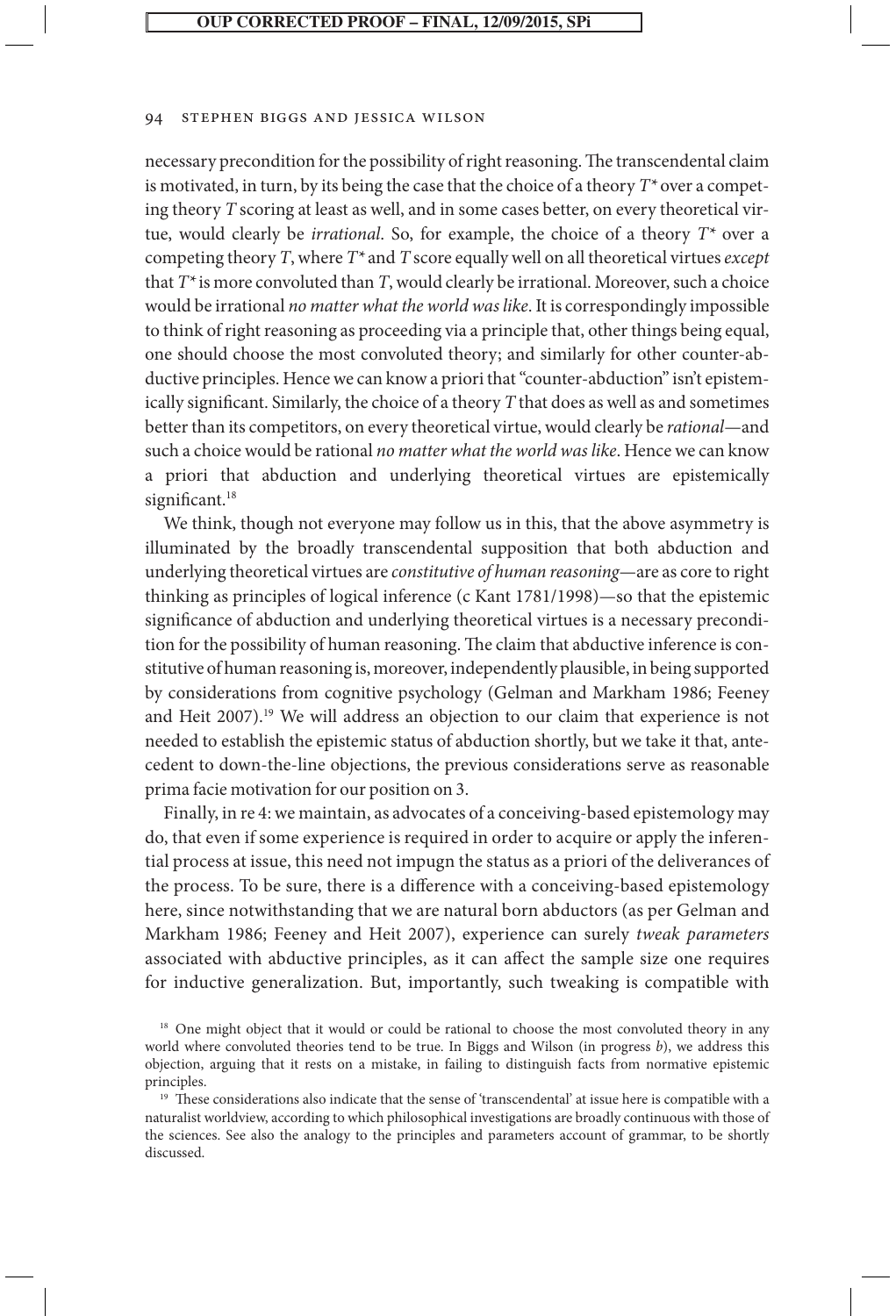necessary precondition for the possibility of right reasoning. The transcendental claim is motivated, in turn, by its being the case that the choice of a theory $T^*$ over a competing theory $T$ scoring at least as well, and in some cases better, on every theoretical virtue, would clearly be *irrational*. So, for example, the choice of a theory $T^*$ over a competing theory $T$, where $T^*$ and $T$ score equally well on all theoretical virtues *except* that $T^*$ is more convoluted than $T$, would clearly be irrational. Moreover, such a choice would be irrational *no matter what the world was like*. It is correspondingly impossible to think of right reasoning as proceeding via a principle that, other things being equal, one should choose the most convoluted theory; and similarly for other counter-abductive principles. Hence we can know a priori that "counter-abduction" isn't epistemically significant. Similarly, the choice of a theory $T$ that does as well as and sometimes better than its competitors, on every theoretical virtue, would clearly be *rational*—and such a choice would be rational *no matter what the world was like*. Hence we can know a priori that abduction and underlying theoretical virtues are epistemically significant.[18]

We think, though not everyone may follow us in this, that the above asymmetry is illuminated by the broadly transcendental supposition that both abduction and underlying theoretical virtues are *constitutive of human reasoning*—are as core to right thinking as principles of logical inference (c Kant 1781/1998)—so that the epistemic significance of abduction and underlying theoretical virtues is a necessary precondition for the possibility of human reasoning. The claim that abductive inference is constitutive of human reasoning is, moreover, independently plausible, in being supported by considerations from cognitive psychology (Gelman and Markham 1986; Feeney and Heit 2007).[19] We will address an objection to our claim that experience is not needed to establish the epistemic status of abduction shortly, but we take it that, antecedent to down-the-line objections, the previous considerations serve as reasonable prima facie motivation for our position on 3.

Finally, in re 4: we maintain, as advocates of a conceiving-based epistemology may do, that even if some experience is required in order to acquire or apply the inferential process at issue, this need not impugn the status as a priori of the deliverances of the process. To be sure, there is a difference with a conceiving-based epistemology here, since notwithstanding that we are natural born abductors (as per Gelman and Markham 1986; Feeney and Heit 2007), experience can surely *tweak parameters* associated with abductive principles, as it can affect the sample size one requires for inductive generalization. But, importantly, such tweaking is compatible with

[18] One might object that it would or could be rational to choose the most convoluted theory in any world where convoluted theories tend to be true. In Biggs and Wilson (in progress *b*), we address this objection, arguing that it rests on a mistake, in failing to distinguish facts from normative epistemic principles.

[19] These considerations also indicate that the sense of 'transcendental' at issue here is compatible with a naturalist worldview, according to which philosophical investigations are broadly continuous with those of the sciences. See also the analogy to the principles and parameters account of grammar, to be shortly discussed.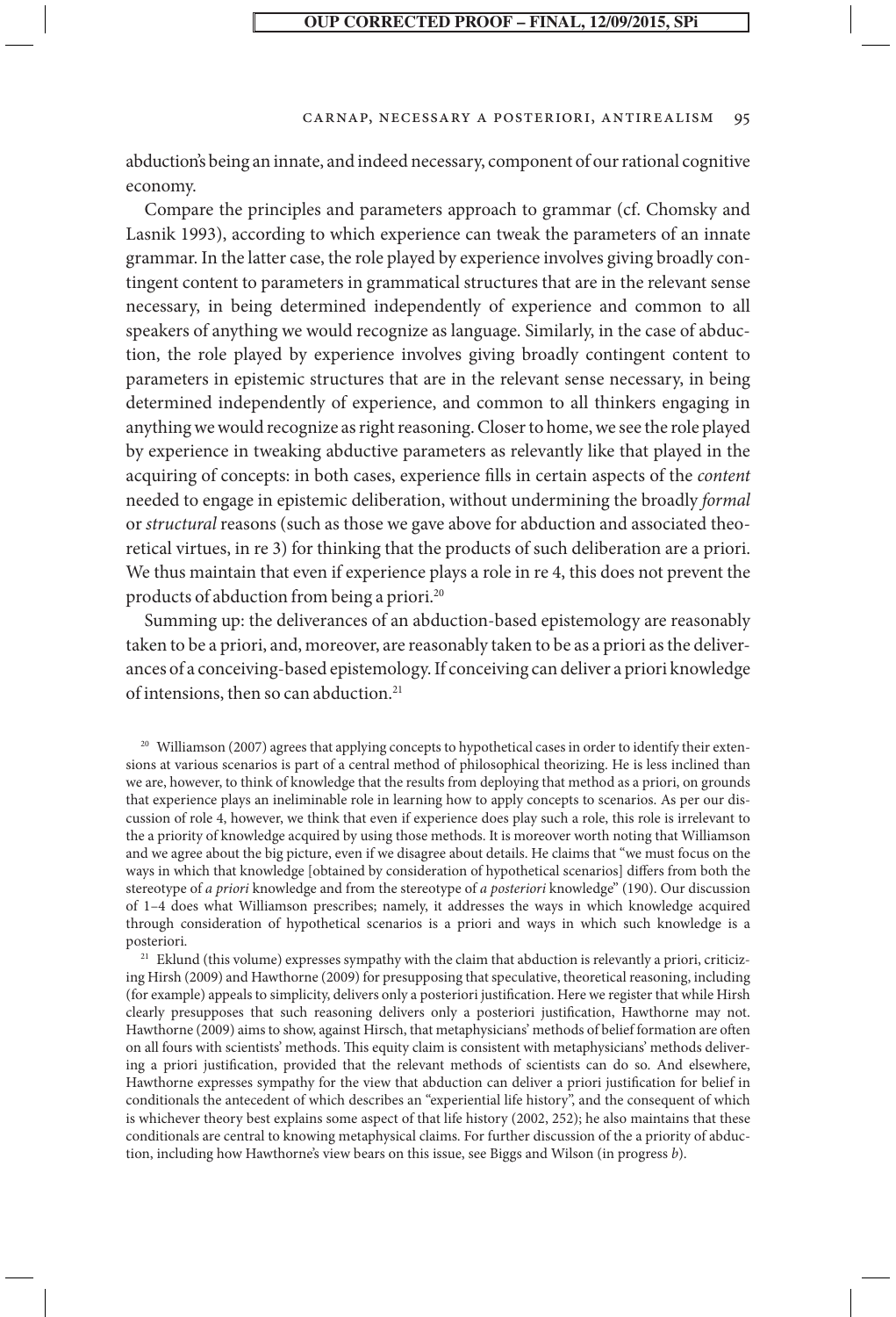abduction's being an innate, and indeed necessary, component of our rational cognitive economy.

Compare the principles and parameters approach to grammar (cf. Chomsky and Lasnik 1993), according to which experience can tweak the parameters of an innate grammar. In the latter case, the role played by experience involves giving broadly contingent content to parameters in grammatical structures that are in the relevant sense necessary, in being determined independently of experience and common to all speakers of anything we would recognize as language. Similarly, in the case of abduction, the role played by experience involves giving broadly contingent content to parameters in epistemic structures that are in the relevant sense necessary, in being determined independently of experience, and common to all thinkers engaging in anything we would recognize as right reasoning. Closer to home, we see the role played by experience in tweaking abductive parameters as relevantly like that played in the acquiring of concepts: in both cases, experience fills in certain aspects of the *content* needed to engage in epistemic deliberation, without undermining the broadly *formal* or *structural* reasons (such as those we gave above for abduction and associated theoretical virtues, in re 3) for thinking that the products of such deliberation are a priori. We thus maintain that even if experience plays a role in re 4, this does not prevent the products of abduction from being a priori.[20]

Summing up: the deliverances of an abduction-based epistemology are reasonably taken to be a priori, and, moreover, are reasonably taken to be as a priori as the deliverances of a conceiving-based epistemology. If conceiving can deliver a priori knowledge of intensions, then so can abduction.[21]

[20] Williamson (2007) agrees that applying concepts to hypothetical cases in order to identify their extensions at various scenarios is part of a central method of philosophical theorizing. He is less inclined than we are, however, to think of knowledge that the results from deploying that method as a priori, on grounds that experience plays an ineliminable role in learning how to apply concepts to scenarios. As per our discussion of role 4, however, we think that even if experience does play such a role, this role is irrelevant to the a priority of knowledge acquired by using those methods. It is moreover worth noting that Williamson and we agree about the big picture, even if we disagree about details. He claims that "we must focus on the ways in which that knowledge [obtained by consideration of hypothetical scenarios] differs from both the stereotype of *a priori* knowledge and from the stereotype of *a posteriori* knowledge" (190). Our discussion of 1–4 does what Williamson prescribes; namely, it addresses the ways in which knowledge acquired through consideration of hypothetical scenarios is a priori and ways in which such knowledge is a posteriori.

[21] Eklund (this volume) expresses sympathy with the claim that abduction is relevantly a priori, criticizing Hirsh (2009) and Hawthorne (2009) for presupposing that speculative, theoretical reasoning, including (for example) appeals to simplicity, delivers only a posteriori justification. Here we register that while Hirsh clearly presupposes that such reasoning delivers only a posteriori justification, Hawthorne may not. Hawthorne (2009) aims to show, against Hirsch, that metaphysicians' methods of belief formation are often on all fours with scientists' methods. This equity claim is consistent with metaphysicians' methods delivering a priori justification, provided that the relevant methods of scientists can do so. And elsewhere, Hawthorne expresses sympathy for the view that abduction can deliver a priori justification for belief in conditionals the antecedent of which describes an "experiential life history", and the consequent of which is whichever theory best explains some aspect of that life history (2002, 252); he also maintains that these conditionals are central to knowing metaphysical claims. For further discussion of the a priority of abduction, including how Hawthorne's view bears on this issue, see Biggs and Wilson (in progress *b*).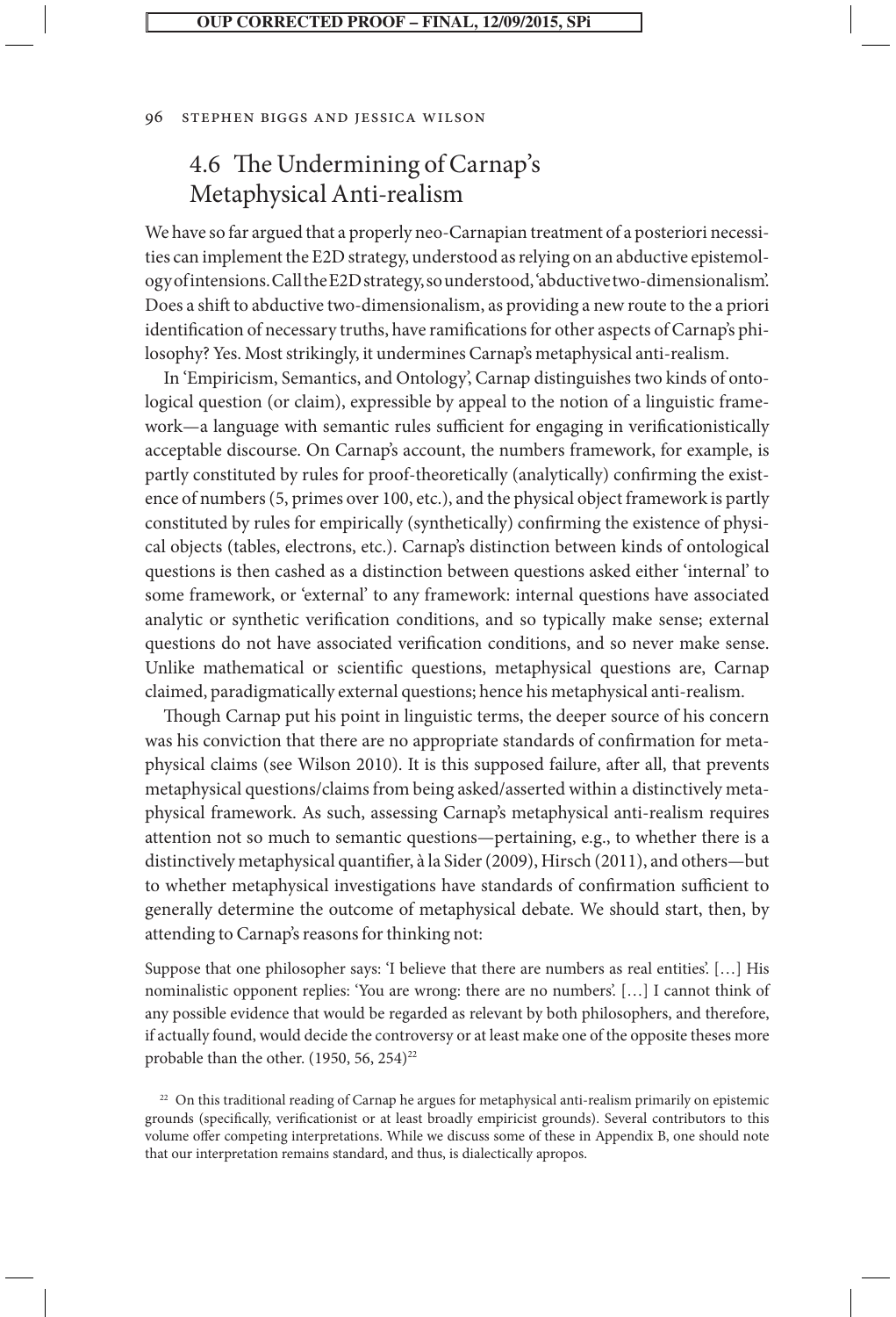## 4.6 The Undermining of Carnap's Metaphysical Anti-realism

We have so far argued that a properly neo-Carnapian treatment of a posteriori necessities can implement the E2D strategy, understood as relying on an abductive epistemology of intensions. Call the E2D strategy, so understood, 'abductive two-dimensionalism'. Does a shift to abductive two-dimensionalism, as providing a new route to the a priori identification of necessary truths, have ramifications for other aspects of Carnap's philosophy? Yes. Most strikingly, it undermines Carnap's metaphysical anti-realism.

In 'Empiricism, Semantics, and Ontology', Carnap distinguishes two kinds of ontological question (or claim), expressible by appeal to the notion of a linguistic framework—a language with semantic rules sufficient for engaging in verificationistically acceptable discourse. On Carnap's account, the numbers framework, for example, is partly constituted by rules for proof-theoretically (analytically) confirming the existence of numbers (5, primes over 100, etc.), and the physical object framework is partly constituted by rules for empirically (synthetically) confirming the existence of physical objects (tables, electrons, etc.). Carnap's distinction between kinds of ontological questions is then cashed as a distinction between questions asked either 'internal' to some framework, or 'external' to any framework: internal questions have associated analytic or synthetic verification conditions, and so typically make sense; external questions do not have associated verification conditions, and so never make sense. Unlike mathematical or scientific questions, metaphysical questions are, Carnap claimed, paradigmatically external questions; hence his metaphysical anti-realism.

Though Carnap put his point in linguistic terms, the deeper source of his concern was his conviction that there are no appropriate standards of confirmation for metaphysical claims (see Wilson 2010). It is this supposed failure, after all, that prevents metaphysical questions/claims from being asked/asserted within a distinctively metaphysical framework. As such, assessing Carnap's metaphysical anti-realism requires attention not so much to semantic questions—pertaining, e.g., to whether there is a distinctively metaphysical quantifier, à la Sider (2009), Hirsch (2011), and others—but to whether metaphysical investigations have standards of confirmation sufficient to generally determine the outcome of metaphysical debate. We should start, then, by attending to Carnap's reasons for thinking not:

> Suppose that one philosopher says: 'I believe that there are numbers as real entities'. [...] His nominalistic opponent replies: 'You are wrong: there are no numbers'. [...] I cannot think of any possible evidence that would be regarded as relevant by both philosophers, and therefore, if actually found, would decide the controversy or at least make one of the opposite theses more probable than the other. (1950, 56, 254)[22]

[22] On this traditional reading of Carnap he argues for metaphysical anti-realism primarily on epistemic grounds (specifically, verificationist or at least broadly empiricist grounds). Several contributors to this volume offer competing interpretations. While we discuss some of these in Appendix B, one should note that our interpretation remains standard, and thus, is dialectically apropos.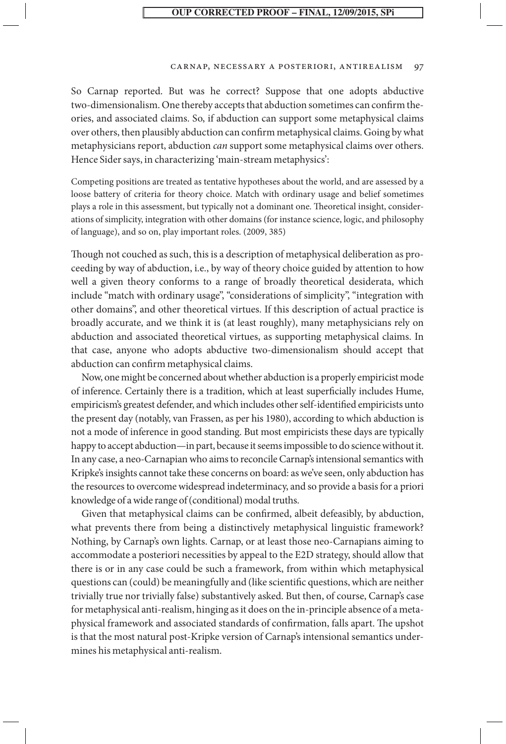So Carnap reported. But was he correct? Suppose that one adopts abductive two-dimensionalism. One thereby accepts that abduction sometimes can confirm theories, and associated claims. So, if abduction can support some metaphysical claims over others, then plausibly abduction can confirm metaphysical claims. Going by what metaphysicians report, abduction *can* support some metaphysical claims over others. Hence Sider says, in characterizing 'main-stream metaphysics':

> Competing positions are treated as tentative hypotheses about the world, and are assessed by a loose battery of criteria for theory choice. Match with ordinary usage and belief sometimes plays a role in this assessment, but typically not a dominant one. Theoretical insight, considerations of simplicity, integration with other domains (for instance science, logic, and philosophy of language), and so on, play important roles. (2009, 385)

Though not couched as such, this is a description of metaphysical deliberation as proceeding by way of abduction, i.e., by way of theory choice guided by attention to how well a given theory conforms to a range of broadly theoretical desiderata, which include "match with ordinary usage", "considerations of simplicity", "integration with other domains", and other theoretical virtues. If this description of actual practice is broadly accurate, and we think it is (at least roughly), many metaphysicians rely on abduction and associated theoretical virtues, as supporting metaphysical claims. In that case, anyone who adopts abductive two-dimensionalism should accept that abduction can confirm metaphysical claims.

Now, one might be concerned about whether abduction is a properly empiricist mode of inference. Certainly there is a tradition, which at least superficially includes Hume, empiricism's greatest defender, and which includes other self-identified empiricists unto the present day (notably, van Frassen, as per his 1980), according to which abduction is not a mode of inference in good standing. But most empiricists these days are typically happy to accept abduction—in part, because it seems impossible to do science without it. In any case, a neo-Carnapian who aims to reconcile Carnap's intensional semantics with Kripke's insights cannot take these concerns on board: as we've seen, only abduction has the resources to overcome widespread indeterminacy, and so provide a basis for a priori knowledge of a wide range of (conditional) modal truths.

Given that metaphysical claims can be confirmed, albeit defeasibly, by abduction, what prevents there from being a distinctively metaphysical linguistic framework? Nothing, by Carnap's own lights. Carnap, or at least those neo-Carnapians aiming to accommodate a posteriori necessities by appeal to the E2D strategy, should allow that there is or in any case could be such a framework, from within which metaphysical questions can (could) be meaningfully and (like scientific questions, which are neither trivially true nor trivially false) substantively asked. But then, of course, Carnap's case for metaphysical anti-realism, hinging as it does on the in-principle absence of a metaphysical framework and associated standards of confirmation, falls apart. The upshot is that the most natural post-Kripke version of Carnap's intensional semantics undermines his metaphysical anti-realism.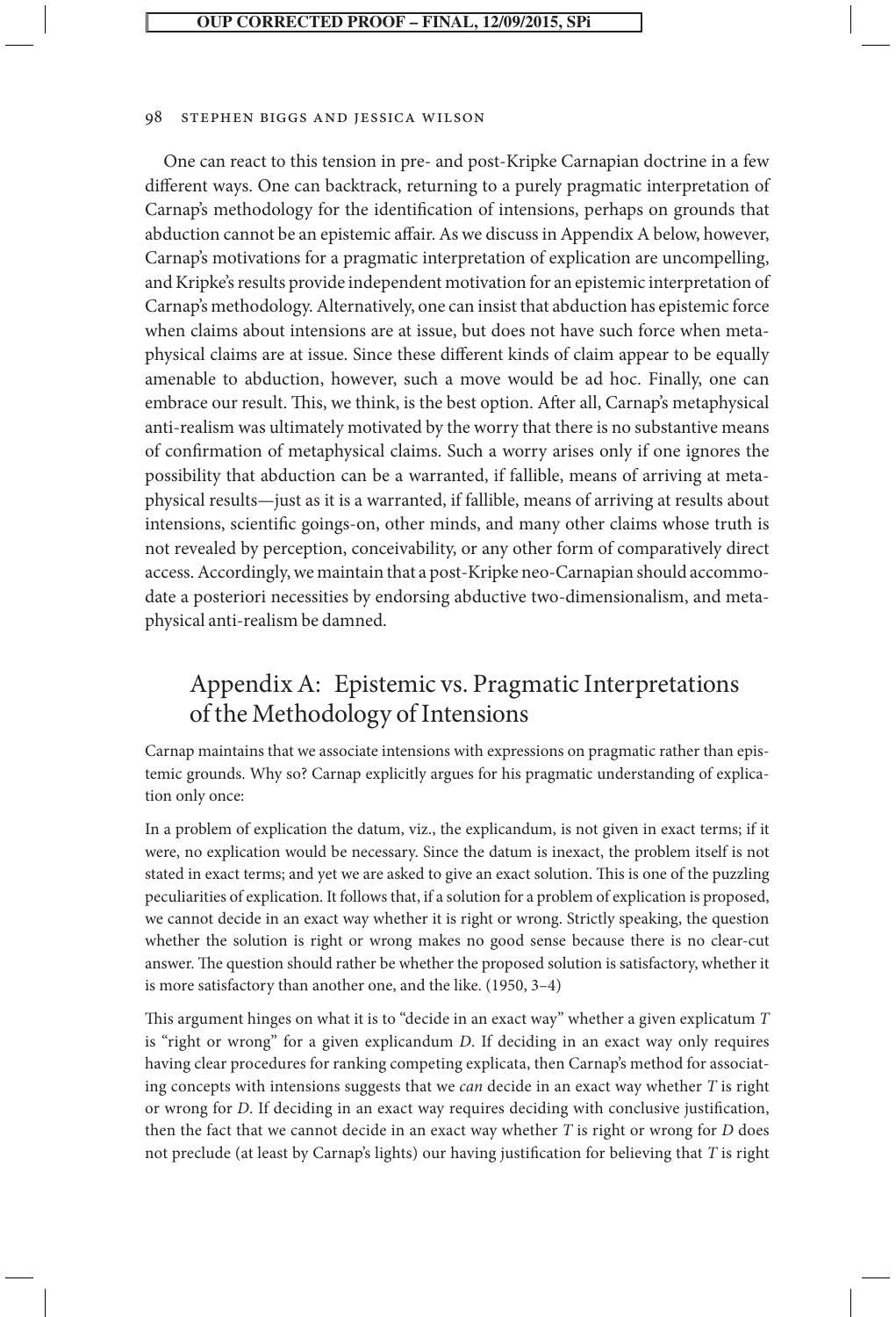One can react to this tension in pre- and post-Kripke Carnapian doctrine in a few different ways. One can backtrack, returning to a purely pragmatic interpretation of Carnap's methodology for the identification of intensions, perhaps on grounds that abduction cannot be an epistemic affair. As we discuss in Appendix A below, however, Carnap's motivations for a pragmatic interpretation of explication are uncompelling, and Kripke's results provide independent motivation for an epistemic interpretation of Carnap's methodology. Alternatively, one can insist that abduction has epistemic force when claims about intensions are at issue, but does not have such force when metaphysical claims are at issue. Since these different kinds of claim appear to be equally amenable to abduction, however, such a move would be ad hoc. Finally, one can embrace our result. This, we think, is the best option. After all, Carnap's metaphysical anti-realism was ultimately motivated by the worry that there is no substantive means of confirmation of metaphysical claims. Such a worry arises only if one ignores the possibility that abduction can be a warranted, if fallible, means of arriving at metaphysical results—just as it is a warranted, if fallible, means of arriving at results about intensions, scientific goings-on, other minds, and many other claims whose truth is not revealed by perception, conceivability, or any other form of comparatively direct access. Accordingly, we maintain that a post-Kripke neo-Carnapian should accommodate a posteriori necessities by endorsing abductive two-dimensionalism, and metaphysical anti-realism be damned.

## Appendix A: Epistemic vs. Pragmatic Interpretations of the Methodology of Intensions

Carnap maintains that we associate intensions with expressions on pragmatic rather than epistemic grounds. Why so? Carnap explicitly argues for his pragmatic understanding of explication only once:

In a problem of explication the datum, viz., the explicandum, is not given in exact terms; if it were, no explication would be necessary. Since the datum is inexact, the problem itself is not stated in exact terms; and yet we are asked to give an exact solution. This is one of the puzzling peculiarities of explication. It follows that, if a solution for a problem of explication is proposed, we cannot decide in an exact way whether it is right or wrong. Strictly speaking, the question whether the solution is right or wrong makes no good sense because there is no clear-cut answer. The question should rather be whether the proposed solution is satisfactory, whether it is more satisfactory than another one, and the like. (1950, 3–4)

This argument hinges on what it is to "decide in an exact way" whether a given explicatum $T$ is "right or wrong" for a given explicandum $D$. If deciding in an exact way only requires having clear procedures for ranking competing explicata, then Carnap's method for associating concepts with intensions suggests that we *can* decide in an exact way whether $T$ is right or wrong for $D$. If deciding in an exact way requires deciding with conclusive justification, then the fact that we cannot decide in an exact way whether $T$ is right or wrong for $D$ does not preclude (at least by Carnap's lights) our having justification for believing that $T$ is right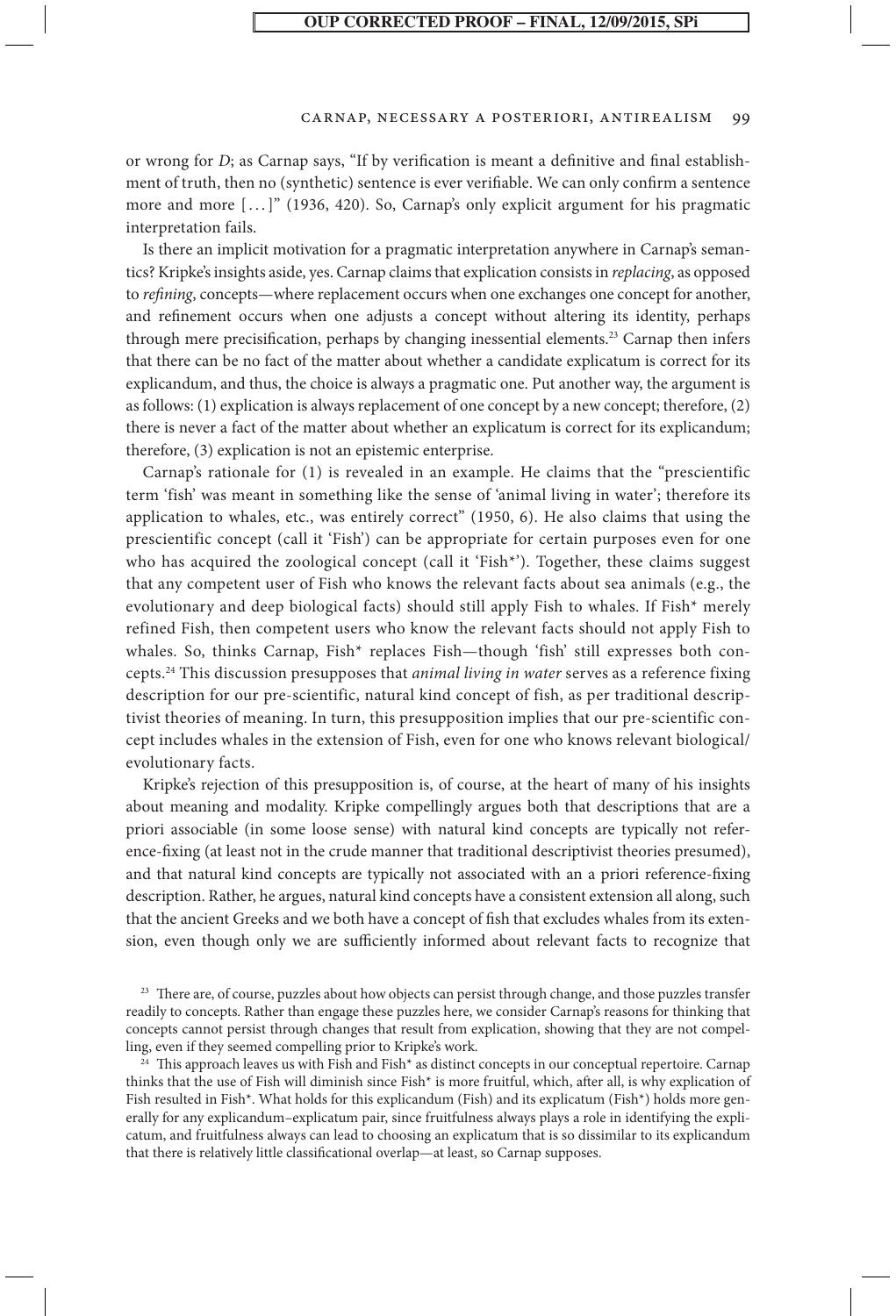or wrong for *D*; as Carnap says, "If by verification is meant a definitive and final establishment of truth, then no (synthetic) sentence is ever verifiable. We can only confirm a sentence more and more [ . . . ]" (1936, 420). So, Carnap's only explicit argument for his pragmatic interpretation fails.

Is there an implicit motivation for a pragmatic interpretation anywhere in Carnap's semantics? Kripke's insights aside, yes. Carnap claims that explication consists in *replacing*, as opposed to *refining*, concepts—where replacement occurs when one exchanges one concept for another, and refinement occurs when one adjusts a concept without altering its identity, perhaps through mere precisification, perhaps by changing inessential elements.[23] Carnap then infers that there can be no fact of the matter about whether a candidate explicatum is correct for its explicandum, and thus, the choice is always a pragmatic one. Put another way, the argument is as follows: (1) explication is always replacement of one concept by a new concept; therefore, (2) there is never a fact of the matter about whether an explicatum is correct for its explicandum; therefore, (3) explication is not an epistemic enterprise.

Carnap's rationale for (1) is revealed in an example. He claims that the "prescientific term 'fish' was meant in something like the sense of 'animal living in water'; therefore its application to whales, etc., was entirely correct" (1950, 6). He also claims that using the prescientific concept (call it 'Fish') can be appropriate for certain purposes even for one who has acquired the zoological concept (call it 'Fish*'). Together, these claims suggest that any competent user of Fish who knows the relevant facts about sea animals (e.g., the evolutionary and deep biological facts) should still apply Fish to whales. If Fish* merely refined Fish, then competent users who know the relevant facts should not apply Fish to whales. So, thinks Carnap, Fish* replaces Fish—though 'fish' still expresses both concepts.[24] This discussion presupposes that *animal living in water* serves as a reference fixing description for our pre-scientific, natural kind concept of fish, as per traditional descriptivist theories of meaning. In turn, this presupposition implies that our pre-scientific concept includes whales in the extension of Fish, even for one who knows relevant biological/evolutionary facts.

Kripke's rejection of this presupposition is, of course, at the heart of many of his insights about meaning and modality. Kripke compellingly argues both that descriptions that are a priori associable (in some loose sense) with natural kind concepts are typically not reference-fixing (at least not in the crude manner that traditional descriptivist theories presumed), and that natural kind concepts are typically not associated with an a priori reference-fixing description. Rather, he argues, natural kind concepts have a consistent extension all along, such that the ancient Greeks and we both have a concept of fish that excludes whales from its extension, even though only we are sufficiently informed about relevant facts to recognize that

[23] There are, of course, puzzles about how objects can persist through change, and those puzzles transfer readily to concepts. Rather than engage these puzzles here, we consider Carnap's reasons for thinking that concepts cannot persist through changes that result from explication, showing that they are not compelling, even if they seemed compelling prior to Kripke's work.

[24] This approach leaves us with Fish and Fish* as distinct concepts in our conceptual repertoire. Carnap thinks that the use of Fish will diminish since Fish* is more fruitful, which, after all, is why explication of Fish resulted in Fish*. What holds for this explicandum (Fish) and its explicatum (Fish*) holds more generally for any explicandum–explicatum pair, since fruitfulness always plays a role in identifying the explicatum, and fruitfulness always can lead to choosing an explicatum that is so dissimilar to its explicandum that there is relatively little classificational overlap—at least, so Carnap supposes.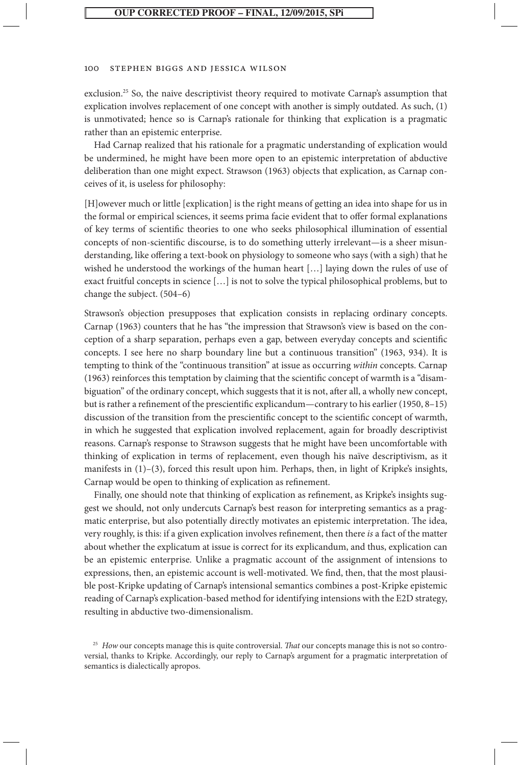exclusion.[25] So, the naive descriptivist theory required to motivate Carnap's assumption that explication involves replacement of one concept with another is simply outdated. As such, (1) is unmotivated; hence so is Carnap's rationale for thinking that explication is a pragmatic rather than an epistemic enterprise.

Had Carnap realized that his rationale for a pragmatic understanding of explication would be undermined, he might have been more open to an epistemic interpretation of abductive deliberation than one might expect. Strawson (1963) objects that explication, as Carnap conceives of it, is useless for philosophy:

> [H]owever much or little [explication] is the right means of getting an idea into shape for us in the formal or empirical sciences, it seems prima facie evident that to offer formal explanations of key terms of scientific theories to one who seeks philosophical illumination of essential concepts of non-scientific discourse, is to do something utterly irrelevant—is a sheer misunderstanding, like offering a text-book on physiology to someone who says (with a sigh) that he wished he understood the workings of the human heart […] laying down the rules of use of exact fruitful concepts in science […] is not to solve the typical philosophical problems, but to change the subject. (504–6)

Strawson's objection presupposes that explication consists in replacing ordinary concepts. Carnap (1963) counters that he has "the impression that Strawson's view is based on the conception of a sharp separation, perhaps even a gap, between everyday concepts and scientific concepts. I see here no sharp boundary line but a continuous transition" (1963, 934). It is tempting to think of the "continuous transition" at issue as occurring *within* concepts. Carnap (1963) reinforces this temptation by claiming that the scientific concept of warmth is a "disambiguation" of the ordinary concept, which suggests that it is not, after all, a wholly new concept, but is rather a refinement of the prescientific explicandum—contrary to his earlier (1950, 8–15) discussion of the transition from the prescientific concept to the scientific concept of warmth, in which he suggested that explication involved replacement, again for broadly descriptivist reasons. Carnap's response to Strawson suggests that he might have been uncomfortable with thinking of explication in terms of replacement, even though his naïve descriptivism, as it manifests in (1)–(3), forced this result upon him. Perhaps, then, in light of Kripke's insights, Carnap would be open to thinking of explication as refinement.

Finally, one should note that thinking of explication as refinement, as Kripke's insights suggest we should, not only undercuts Carnap's best reason for interpreting semantics as a pragmatic enterprise, but also potentially directly motivates an epistemic interpretation. The idea, very roughly, is this: if a given explication involves refinement, then there *is* a fact of the matter about whether the explicatum at issue is correct for its explicandum, and thus, explication can be an epistemic enterprise. Unlike a pragmatic account of the assignment of intensions to expressions, then, an epistemic account is well-motivated. We find, then, that the most plausible post-Kripke updating of Carnap's intensional semantics combines a post-Kripke epistemic reading of Carnap's explication-based method for identifying intensions with the E2D strategy, resulting in abductive two-dimensionalism.

[25] *How* our concepts manage this is quite controversial. *That* our concepts manage this is not so controversial, thanks to Kripke. Accordingly, our reply to Carnap's argument for a pragmatic interpretation of semantics is dialectically apropos.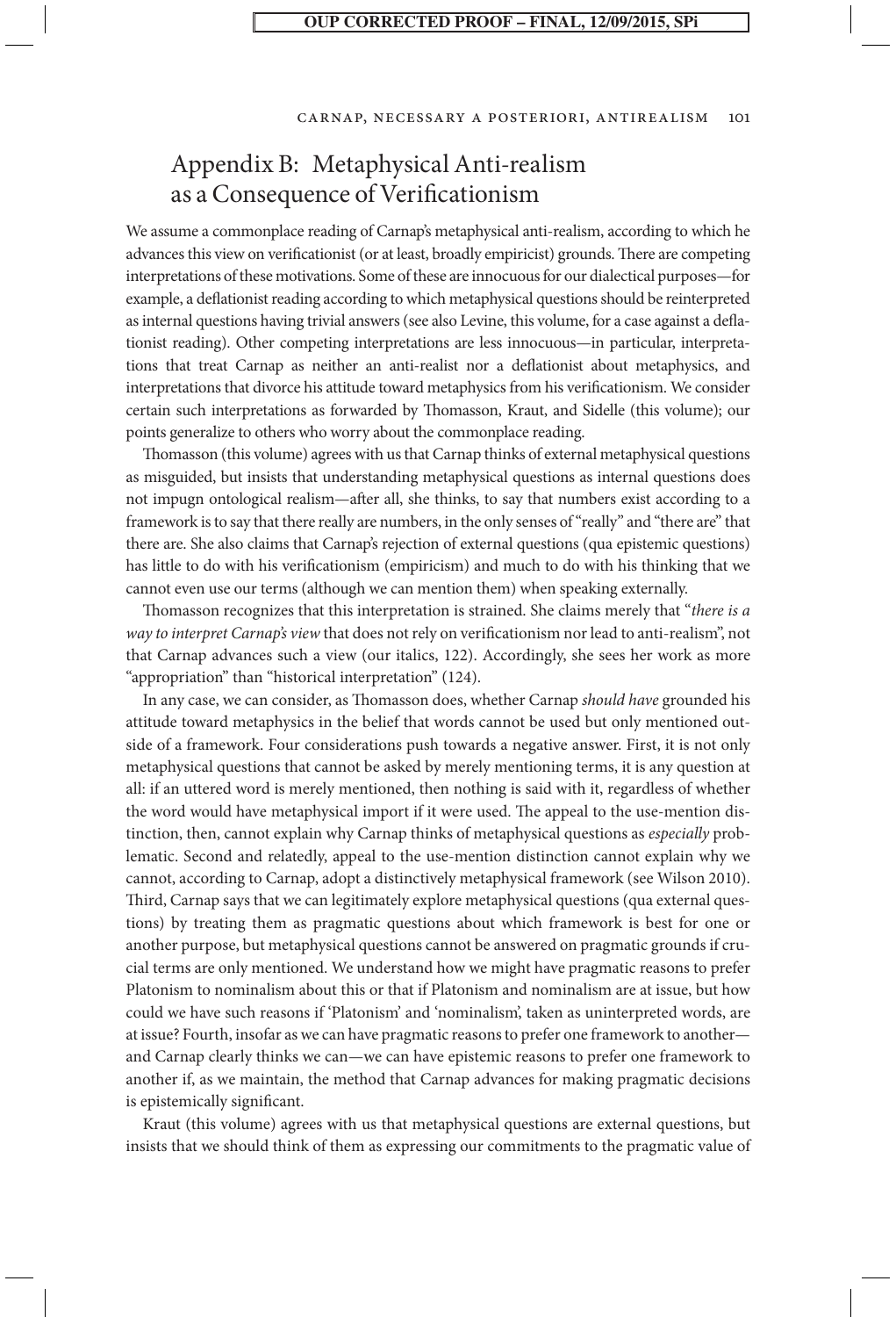## Appendix B: Metaphysical Anti-realism as a Consequence of Verificationism

We assume a commonplace reading of Carnap's metaphysical anti-realism, according to which he advances this view on verificationist (or at least, broadly empiricist) grounds. There are competing interpretations of these motivations. Some of these are innocuous for our dialectical purposes—for example, a deflationist reading according to which metaphysical questions should be reinterpreted as internal questions having trivial answers (see also Levine, this volume, for a case against a deflationist reading). Other competing interpretations are less innocuous—in particular, interpretations that treat Carnap as neither an anti-realist nor a deflationist about metaphysics, and interpretations that divorce his attitude toward metaphysics from his verificationism. We consider certain such interpretations as forwarded by Thomasson, Kraut, and Sidelle (this volume); our points generalize to others who worry about the commonplace reading.

Thomasson (this volume) agrees with us that Carnap thinks of external metaphysical questions as misguided, but insists that understanding metaphysical questions as internal questions does not impugn ontological realism—after all, she thinks, to say that numbers exist according to a framework is to say that there really are numbers, in the only senses of "really" and "there are" that there are. She also claims that Carnap's rejection of external questions (qua epistemic questions) has little to do with his verificationism (empiricism) and much to do with his thinking that we cannot even use our terms (although we can mention them) when speaking externally.

Thomasson recognizes that this interpretation is strained. She claims merely that "*there is a way to interpret Carnap's view* that does not rely on verificationism nor lead to anti-realism", not that Carnap advances such a view (our italics, 122). Accordingly, she sees her work as more "appropriation" than "historical interpretation" (124).

In any case, we can consider, as Thomasson does, whether Carnap *should have* grounded his attitude toward metaphysics in the belief that words cannot be used but only mentioned outside of a framework. Four considerations push towards a negative answer. First, it is not only metaphysical questions that cannot be asked by merely mentioning terms, it is any question at all: if an uttered word is merely mentioned, then nothing is said with it, regardless of whether the word would have metaphysical import if it were used. The appeal to the use-mention distinction, then, cannot explain why Carnap thinks of metaphysical questions as *especially* problematic. Second and relatedly, appeal to the use-mention distinction cannot explain why we cannot, according to Carnap, adopt a distinctively metaphysical framework (see Wilson 2010). Third, Carnap says that we can legitimately explore metaphysical questions (qua external questions) by treating them as pragmatic questions about which framework is best for one or another purpose, but metaphysical questions cannot be answered on pragmatic grounds if crucial terms are only mentioned. We understand how we might have pragmatic reasons to prefer Platonism to nominalism about this or that if Platonism and nominalism are at issue, but how could we have such reasons if 'Platonism' and 'nominalism', taken as uninterpreted words, are at issue? Fourth, insofar as we can have pragmatic reasons to prefer one framework to another—and Carnap clearly thinks we can—we can have epistemic reasons to prefer one framework to another if, as we maintain, the method that Carnap advances for making pragmatic decisions is epistemically significant.

Kraut (this volume) agrees with us that metaphysical questions are external questions, but insists that we should think of them as expressing our commitments to the pragmatic value of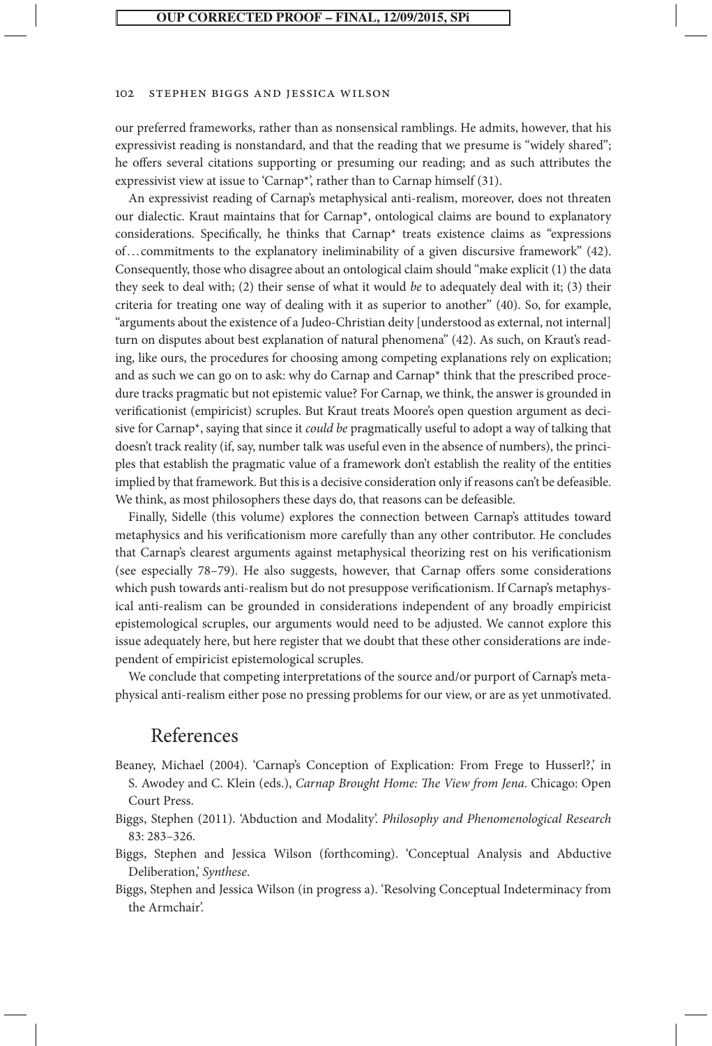our preferred frameworks, rather than as nonsensical ramblings. He admits, however, that his expressivist reading is nonstandard, and that the reading that we presume is "widely shared"; he offers several citations supporting or presuming our reading; and as such attributes the expressivist view at issue to 'Carnap*', rather than to Carnap himself (31).

An expressivist reading of Carnap's metaphysical anti-realism, moreover, does not threaten our dialectic. Kraut maintains that for Carnap*, ontological claims are bound to explanatory considerations. Specifically, he thinks that Carnap* treats existence claims as "expressions of…commitments to the explanatory ineliminability of a given discursive framework" (42). Consequently, those who disagree about an ontological claim should "make explicit (1) the data they seek to deal with; (2) their sense of what it would *be* to adequately deal with it; (3) their criteria for treating one way of dealing with it as superior to another" (40). So, for example, "arguments about the existence of a Judeo-Christian deity [understood as external, not internal] turn on disputes about best explanation of natural phenomena" (42). As such, on Kraut's reading, like ours, the procedures for choosing among competing explanations rely on explication; and as such we can go on to ask: why do Carnap and Carnap* think that the prescribed procedure tracks pragmatic but not epistemic value? For Carnap, we think, the answer is grounded in verificationist (empiricist) scruples. But Kraut treats Moore's open question argument as decisive for Carnap*, saying that since it *could be* pragmatically useful to adopt a way of talking that doesn't track reality (if, say, number talk was useful even in the absence of numbers), the principles that establish the pragmatic value of a framework don't establish the reality of the entities implied by that framework. But this is a decisive consideration only if reasons can't be defeasible. We think, as most philosophers these days do, that reasons can be defeasible.

Finally, Sidelle (this volume) explores the connection between Carnap's attitudes toward metaphysics and his verificationism more carefully than any other contributor. He concludes that Carnap's clearest arguments against metaphysical theorizing rest on his verificationism (see especially 78–79). He also suggests, however, that Carnap offers some considerations which push towards anti-realism but do not presuppose verificationism. If Carnap's metaphysical anti-realism can be grounded in considerations independent of any broadly empiricist epistemological scruples, our arguments would need to be adjusted. We cannot explore this issue adequately here, but here register that we doubt that these other considerations are independent of empiricist epistemological scruples.

We conclude that competing interpretations of the source and/or purport of Carnap's metaphysical anti-realism either pose no pressing problems for our view, or are as yet unmotivated.

## References

Beaney, Michael (2004). 'Carnap's Conception of Explication: From Frege to Husserl?,' in S. Awodey and C. Klein (eds.), *Carnap Brought Home: The View from Jena*. Chicago: Open Court Press.

Biggs, Stephen (2011). 'Abduction and Modality'. *Philosophy and Phenomenological Research* 83: 283–326.

Biggs, Stephen and Jessica Wilson (forthcoming). 'Conceptual Analysis and Abductive Deliberation,' *Synthese*.

Biggs, Stephen and Jessica Wilson (in progress a). 'Resolving Conceptual Indeterminacy from the Armchair'.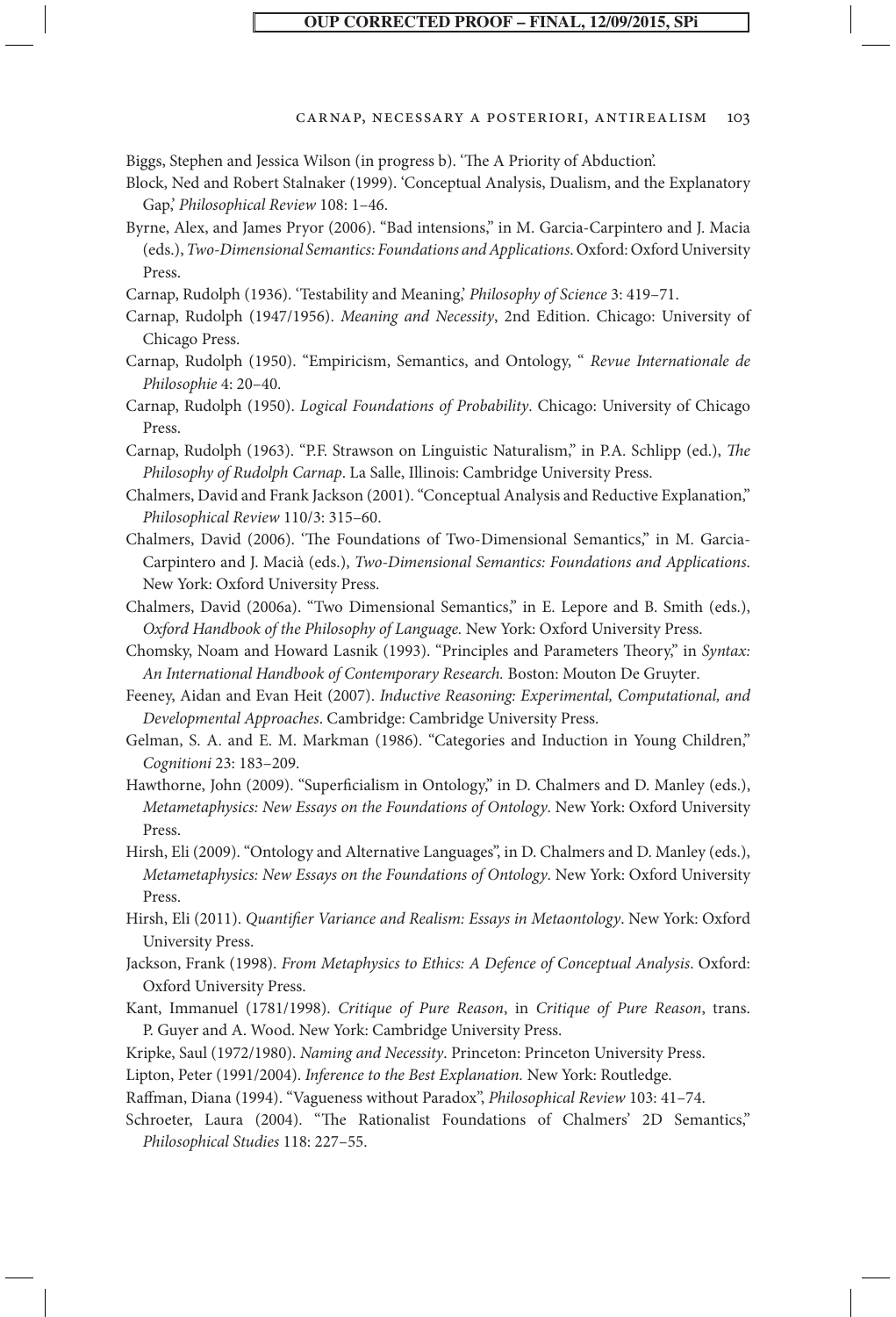Biggs, Stephen and Jessica Wilson (in progress b). 'The A Priority of Abduction'.

Block, Ned and Robert Stalnaker (1999). 'Conceptual Analysis, Dualism, and the Explanatory Gap,' *Philosophical Review* 108: 1–46.

Byrne, Alex, and James Pryor (2006). "Bad intensions," in M. Garcia-Carpintero and J. Macia (eds.), *Two-Dimensional Semantics: Foundations and Applications*. Oxford: Oxford University Press.

Carnap, Rudolph (1936). 'Testability and Meaning,' *Philosophy of Science* 3: 419–71.

Carnap, Rudolph (1947/1956). *Meaning and Necessity*, 2nd Edition. Chicago: University of Chicago Press.

Carnap, Rudolph (1950). "Empiricism, Semantics, and Ontology, " *Revue Internationale de Philosophie* 4: 20–40.

Carnap, Rudolph (1950). *Logical Foundations of Probability*. Chicago: University of Chicago Press.

Carnap, Rudolph (1963). "P.F. Strawson on Linguistic Naturalism," in P.A. Schlipp (ed.), *The Philosophy of Rudolph Carnap*. La Salle, Illinois: Cambridge University Press.

Chalmers, David and Frank Jackson (2001). "Conceptual Analysis and Reductive Explanation," *Philosophical Review* 110/3: 315–60.

Chalmers, David (2006). 'The Foundations of Two-Dimensional Semantics," in M. Garcia-Carpintero and J. Macià (eds.), *Two-Dimensional Semantics: Foundations and Applications*. New York: Oxford University Press.

Chalmers, David (2006a). "Two Dimensional Semantics," in E. Lepore and B. Smith (eds.), *Oxford Handbook of the Philosophy of Language.* New York: Oxford University Press.

Chomsky, Noam and Howard Lasnik (1993). "Principles and Parameters Theory," in *Syntax: An International Handbook of Contemporary Research.* Boston: Mouton De Gruyter.

Feeney, Aidan and Evan Heit (2007). *Inductive Reasoning: Experimental, Computational, and Developmental Approaches*. Cambridge: Cambridge University Press.

Gelman, S. A. and E. M. Markman (1986). "Categories and Induction in Young Children," *Cognitioni* 23: 183–209.

Hawthorne, John (2009). "Superficialism in Ontology," in D. Chalmers and D. Manley (eds.), *Metametaphysics: New Essays on the Foundations of Ontology*. New York: Oxford University Press.

Hirsh, Eli (2009). "Ontology and Alternative Languages", in D. Chalmers and D. Manley (eds.), *Metametaphysics: New Essays on the Foundations of Ontology*. New York: Oxford University Press.

Hirsh, Eli (2011). *Quantifier Variance and Realism: Essays in Metaontology*. New York: Oxford University Press.

Jackson, Frank (1998). *From Metaphysics to Ethics: A Defence of Conceptual Analysis*. Oxford: Oxford University Press.

Kant, Immanuel (1781/1998). *Critique of Pure Reason*, in *Critique of Pure Reason*, trans. P. Guyer and A. Wood. New York: Cambridge University Press.

Kripke, Saul (1972/1980). *Naming and Necessity*. Princeton: Princeton University Press.

Lipton, Peter (1991/2004). *Inference to the Best Explanation.* New York: Routledge.

Raffman, Diana (1994). "Vagueness without Paradox", *Philosophical Review* 103: 41–74.

Schroeter, Laura (2004). "The Rationalist Foundations of Chalmers' 2D Semantics," *Philosophical Studies* 118: 227–55.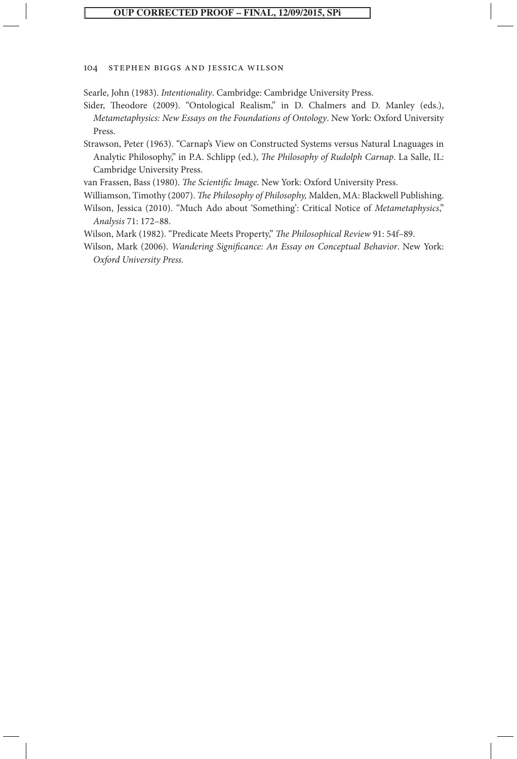Searle, John (1983). *Intentionality*. Cambridge: Cambridge University Press.

Sider, Theodore (2009). "Ontological Realism," in D. Chalmers and D. Manley (eds.), *Metametaphysics: New Essays on the Foundations of Ontology*. New York: Oxford University Press.

Strawson, Peter (1963). "Carnap's View on Constructed Systems versus Natural Lnaguages in Analytic Philosophy," in P.A. Schlipp (ed.), *The Philosophy of Rudolph Carnap*. La Salle, IL: Cambridge University Press.

van Frassen, Bass (1980). *The Scientific Image*. New York: Oxford University Press.

Williamson, Timothy (2007). *The Philosophy of Philosophy,* Malden, MA: Blackwell Publishing.

Wilson, Jessica (2010). "Much Ado about 'Something': Critical Notice of *Metametaphysics*," *Analysis* 71: 172–88.

Wilson, Mark (1982). "Predicate Meets Property," *The Philosophical Review* 91: 54f–89.

Wilson, Mark (2006). *Wandering Significance: An Essay on Conceptual Behavior*. New York: *Oxford University Press.*